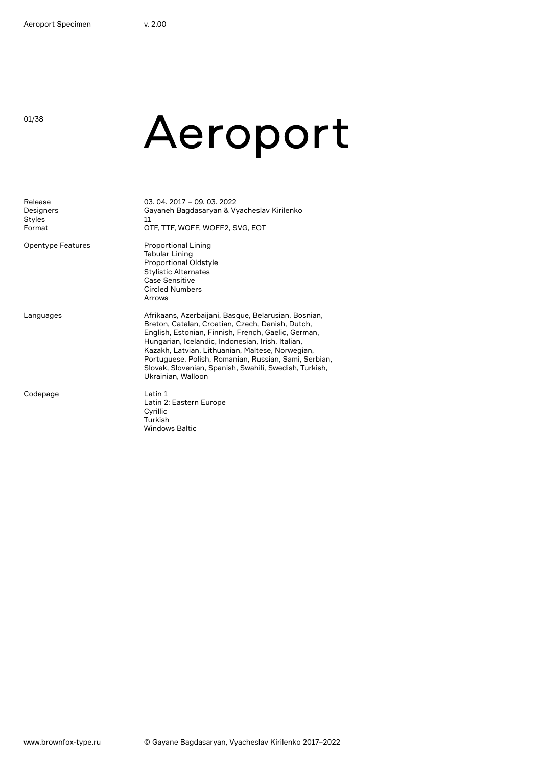# Aeroport

| | |
|---|---|
| Release | 03. 04. 2017 – 09. 03. 2022 |
| Designers | Gayaneh Bagdasaryan & Vyacheslav Kirilenko |
| Styles | 11 |
| Format | OTF, TTF, WOFF, WOFF2, SVG, EOT |

**Opentype Features**

- Proportional Lining
- Tabular Lining
- Proportional Oldstyle
- Stylistic Alternates
- Case Sensitive
- Circled Numbers
- Arrows

**Languages**

Afrikaans, Azerbaijani, Basque, Belarusian, Bosnian, Breton, Catalan, Croatian, Czech, Danish, Dutch, English, Estonian, Finnish, French, Gaelic, German, Hungarian, Icelandic, Indonesian, Irish, Italian, Kazakh, Latvian, Lithuanian, Maltese, Norwegian, Portuguese, Polish, Romanian, Russian, Sami, Serbian, Slovak, Slovenian, Spanish, Swahili, Swedish, Turkish, Ukrainian, Walloon

**Codepage**

- Latin 1
- Latin 2: Eastern Europe
- Cyrillic
- Turkish
- Windows Baltic

www.brownfox-type.ru

© Gayane Bagdasaryan, Vyacheslav Kirilenko 2017–2022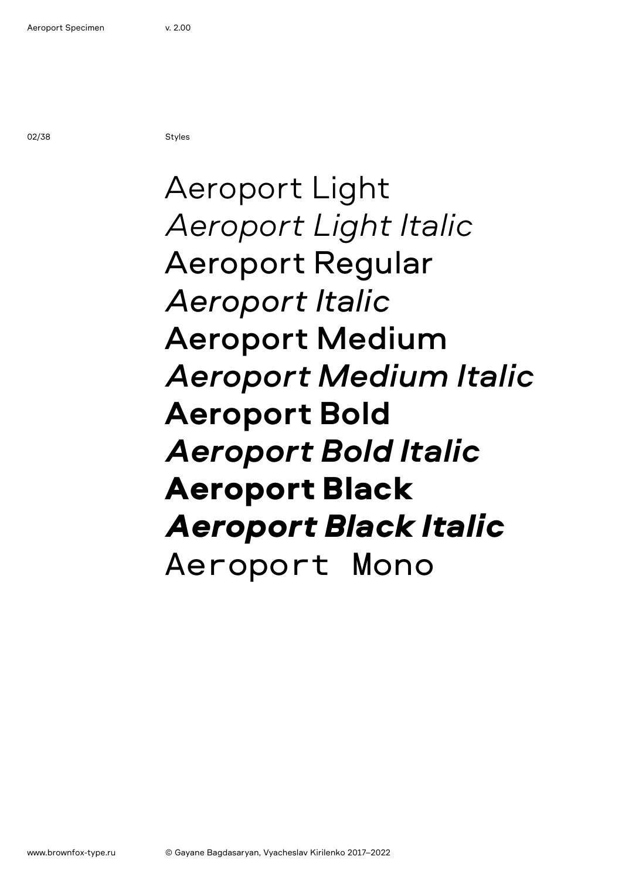Styles

Aeroport Light
*Aeroport Light Italic*
Aeroport Regular
*Aeroport Italic*
**Aeroport Medium**
***Aeroport Medium Italic***
**Aeroport Bold**
***Aeroport Bold Italic***
**Aeroport Black**
***Aeroport Black Italic***
`Aeroport Mono`

www.brownfox-type.ru

© Gayane Bagdasaryan, Vyacheslav Kirilenko 2017–2022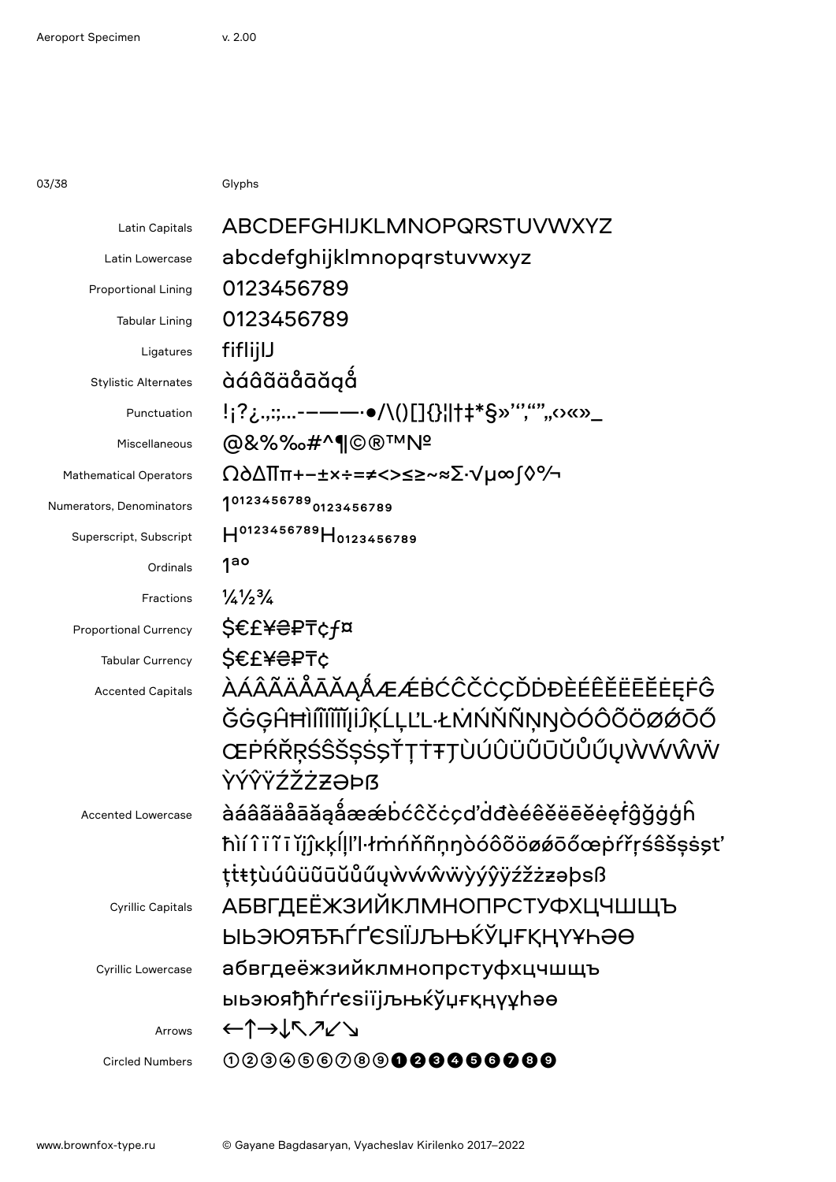## Glyphs

| | |
|---|---|
| Latin Capitals | ABCDEFGHIJKLMNOPQRSTUVWXYZ |
| Latin Lowercase | abcdefghijklmnopqrstuvwxyz |
| Proportional Lining | 0123456789 |
| Tabular Lining | 0123456789 |
| Ligatures | fiflijIJ |
| Stylistic Alternates | àáâãäåāăąǻ |
| Punctuation | !¡?¿.,:;…-–—―·•/\()[]{}¦\|†‡*§»'‘’,“”„‹›«»_ |
| Miscellaneous | @&%‰#^¶©®™№ |
| Mathematical Operators | Ω∂∆∏π+−±×÷=≠<>≤≥~≈∑·√µ∞∫◊℅¬ |
| Numerators, Denominators | 1⁰¹²³⁴⁵⁶⁷⁸⁹₀₁₂₃₄₅₆₇₈₉ |
| Superscript, Subscript | H⁰¹²³⁴⁵⁶⁷⁸⁹H₀₁₂₃₄₅₆₇₈₉ |
| Ordinals | 1ªº |
| Fractions | ¼½¾ |
| Proportional Currency | $€£¥₴₽₸¢ƒ¤ |
| Tabular Currency | $€£¥₴₽₸¢ |
| Accented Capitals | ÀÁÂÃÄÅĀĂĄǺÆǼḂĆĈČĊÇĎḊĐÈÉÊĚËĒĔĖĘḞĜĞĠĢĤĦÌÍÎĨÏĪĬĮİĴĶĹĻĽĿŁṀŃŇÑŅŊÒÓÔÕÖØǾŌŐŒṖŔŘŖŚŜŠŞȘŤŢṪŦȚÙÚÛÜŨŪŬŮŰŲẀẂŴẄỲÝŶŸŹŽŻƵƏÞẞ |
| Accented Lowercase | àáâãäåāăąǻæǽḃćĉčċçďḋđèéêěëēĕėęḟĝğġģĥħìíîïĩīĭįĵķĺļľŀłṁńňñņŋòóôõöøǿōőœṗŕřŗśŝšşșťṫŧţùúûüũūŭůűųẁẃŵẅỳýŷÿźžżƶəþsß |
| Cyrillic Capitals | АБВГДЕЁЖЗИЙКЛМНОПРСТУФХЦЧШЩЪЫЬЭЮЯЂЋЃҐЄЅІЇЈЉЊЌЎЏҒҚҢҮҰҺӘӨ |
| Cyrillic Lowercase | абвгдеёжзийклмнопрстуфхцчшщъыьэюяђћѓґєѕіїјљњќўџғқңүұһәө |
| Arrows | ←↑→↓↖↗↙↘ |
| Circled Numbers | ①②③④⑤⑥⑦⑧⑨❶❷❸❹❺❻❼❽❾ |

www.brownfox-type.ru

© Gayane Bagdasaryan, Vyacheslav Kirilenko 2017–2022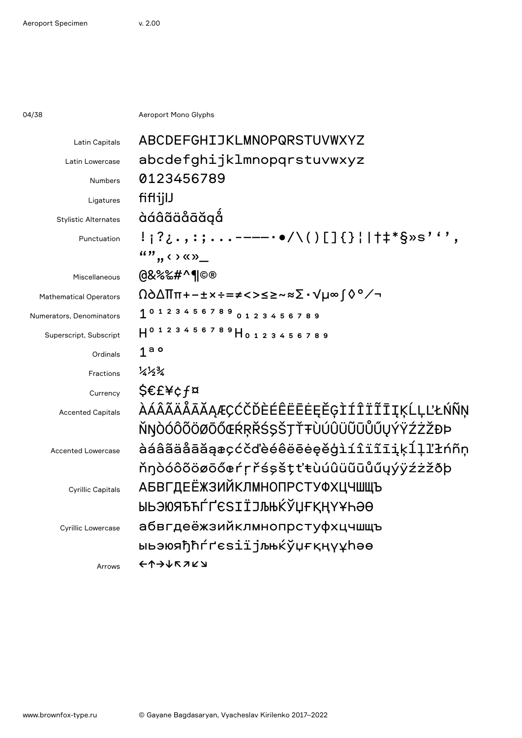Aeroport Mono Glyphs

| | |
|---|---|
| Latin Capitals | ABCDEFGHIJKLMNOPQRSTUVWXYZ |
| Latin Lowercase | abcdefghijklmnopqrstuvwxyz |
| Numbers | 0123456789 |
| Ligatures | ﬁﬂĳĲ |
| Stylistic Alternates | àáâãäåāăąǻ |
| Punctuation | !¡?¿.,:;...-–—–·•/\()[]{}¦\|†‡*§»s’‘’, “”„‹›«»_ |
| Miscellaneous | @&%‰#^¶©® |
| Mathematical Operators | Ω∂∆∏π+−±×÷=≠<>≤≥~≈∑·√µ∞∫◊°⁄¬ |
| Numerators, Denominators | $1^{0123456789}{}_{0123456789}$ |
| Superscript, Subscript | $H^{0123456789}H_{0123456789}$ |
| Ordinals | 1ª º |
| Fractions | ¼½¾ |
| Currency | $€£¥¢ƒ¤ |
| Accented Capitals | ÀÁÂÃÄÅĀĂĄÆÇĆČĎÈÉÊËĒĖĘĚĢÌÍÎÏĨĪĮĶĹĻĽŁŃÑŅŇŊÒÓÔÕÖØŌŐŒŔŖŘŚŞŠŢŤŦÙÚÛÜŨŪŮŰŲÝŸŹŻŽĐÞ |
| Accented Lowercase | àáâãäåāăąæçćčďèéêëēėęěģìíîïĩīįķĺļľłńñņňŋòóôõöøōőœŕŗřśşšţťŧùúûüũūůűųýÿźżžðþ |
| Cyrillic Capitals | АБВГДЕЁЖЗИЙКЛМНОПРСТУФХЦЧШЩЪЫЬЭЮЯЂЋЃҐЄЅІЇЈЉЊЌЎЏҒҚҢҮҰҺӘӨ |
| Cyrillic Lowercase | абвгдеёжзийклмнопрстуфхцчшщъыьэюяђћѓґєѕіїјљњќўџғқңүұһәө |
| Arrows | ←↑→↓↖↗↙↘ |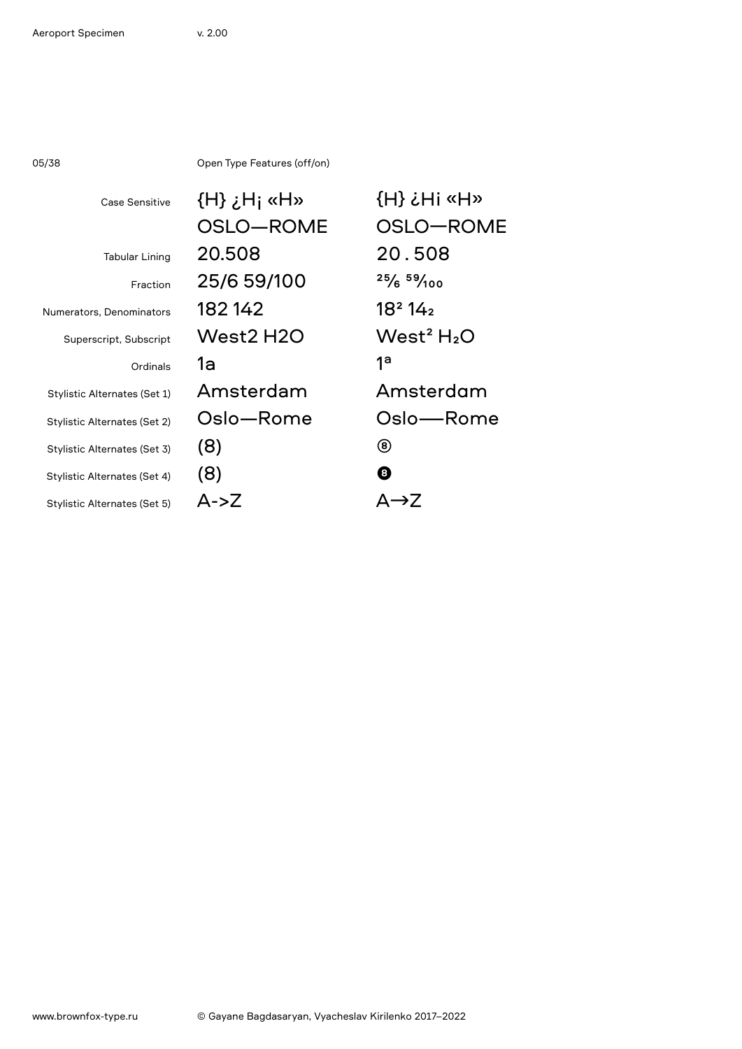## Open Type Features (off/on)

| Feature | Off | On |
| --- | --- | --- |
| Case Sensitive | {H} ¿H¡ «H» | {H} ¿H¡ «H» |
| | OSLO—ROME | OSLO—ROME |
| Tabular Lining | 20.508 | 20 . 508 |
| Fraction | 25/6 59/100 | 25⁄6 59⁄100 |
| Numerators, Denominators | 182 142 | $18^2$ $14_2$ |
| Superscript, Subscript | West2 H2O | West$^2$ $H_2O$ |
| Ordinals | 1a | 1ª |
| Stylistic Alternates (Set 1) | Amsterdam | Amsterdam |
| Stylistic Alternates (Set 2) | Oslo—Rome | Oslo—Rome |
| Stylistic Alternates (Set 3) | (8) | ⑧ |
| Stylistic Alternates (Set 4) | (8) | ❽ |
| Stylistic Alternates (Set 5) | A->Z | A→Z |

www.brownfox-type.ru

© Gayane Bagdasaryan, Vyacheslav Kirilenko 2017–2022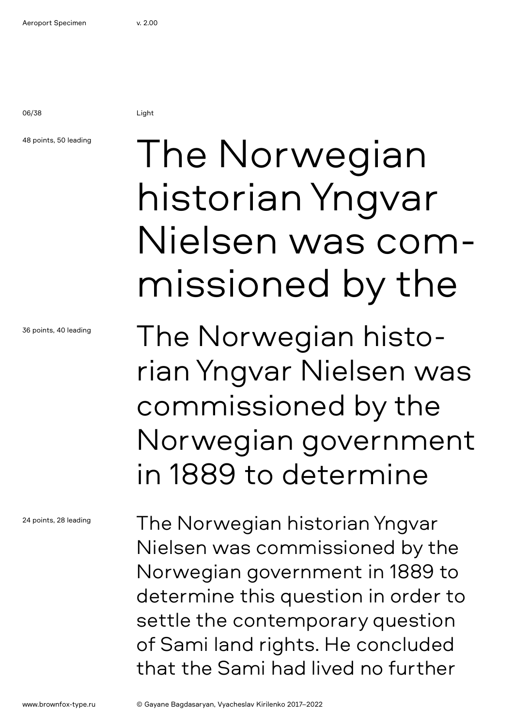Light

48 points, 50 leading

The Norwegian historian Yngvar Nielsen was com-missioned by the

36 points, 40 leading

The Norwegian histo-rian Yngvar Nielsen was commissioned by the Norwegian government in 1889 to determine

24 points, 28 leading

The Norwegian historian Yngvar Nielsen was commissioned by the Norwegian government in 1889 to determine this question in order to settle the contemporary question of Sami land rights. He concluded that the Sami had lived no further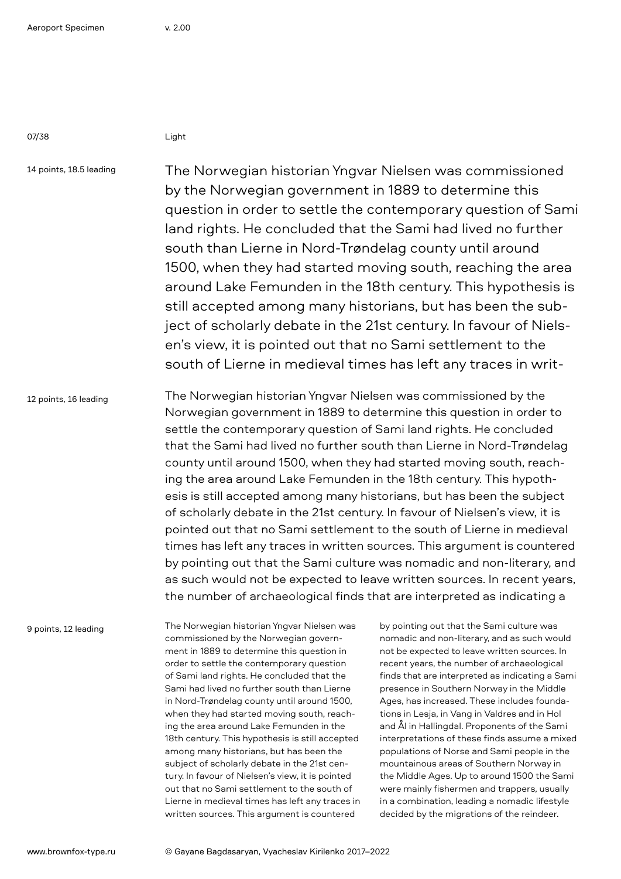Light

14 points, 18.5 leading

The Norwegian historian Yngvar Nielsen was commissioned by the Norwegian government in 1889 to determine this question in order to settle the contemporary question of Sami land rights. He concluded that the Sami had lived no further south than Lierne in Nord-Trøndelag county until around 1500, when they had started moving south, reaching the area around Lake Femunden in the 18th century. This hypothesis is still accepted among many historians, but has been the subject of scholarly debate in the 21st century. In favour of Nielsen's view, it is pointed out that no Sami settlement to the south of Lierne in medieval times has left any traces in writ-

12 points, 16 leading

The Norwegian historian Yngvar Nielsen was commissioned by the Norwegian government in 1889 to determine this question in order to settle the contemporary question of Sami land rights. He concluded that the Sami had lived no further south than Lierne in Nord-Trøndelag county until around 1500, when they had started moving south, reaching the area around Lake Femunden in the 18th century. This hypothesis is still accepted among many historians, but has been the subject of scholarly debate in the 21st century. In favour of Nielsen's view, it is pointed out that no Sami settlement to the south of Lierne in medieval times has left any traces in written sources. This argument is countered by pointing out that the Sami culture was nomadic and non-literary, and as such would not be expected to leave written sources. In recent years, the number of archaeological finds that are interpreted as indicating a

9 points, 12 leading

The Norwegian historian Yngvar Nielsen was commissioned by the Norwegian government in 1889 to determine this question in order to settle the contemporary question of Sami land rights. He concluded that the Sami had lived no further south than Lierne in Nord-Trøndelag county until around 1500, when they had started moving south, reaching the area around Lake Femunden in the 18th century. This hypothesis is still accepted among many historians, but has been the subject of scholarly debate in the 21st century. In favour of Nielsen's view, it is pointed out that no Sami settlement to the south of Lierne in medieval times has left any traces in written sources. This argument is countered by pointing out that the Sami culture was nomadic and non-literary, and as such would not be expected to leave written sources. In recent years, the number of archaeological finds that are interpreted as indicating a Sami presence in Southern Norway in the Middle Ages, has increased. These includes foundations in Lesja, in Vang in Valdres and in Hol and Ål in Hallingdal. Proponents of the Sami interpretations of these finds assume a mixed populations of Norse and Sami people in the mountainous areas of Southern Norway in the Middle Ages. Up to around 1500 the Sami were mainly fishermen and trappers, usually in a combination, leading a nomadic lifestyle decided by the migrations of the reindeer.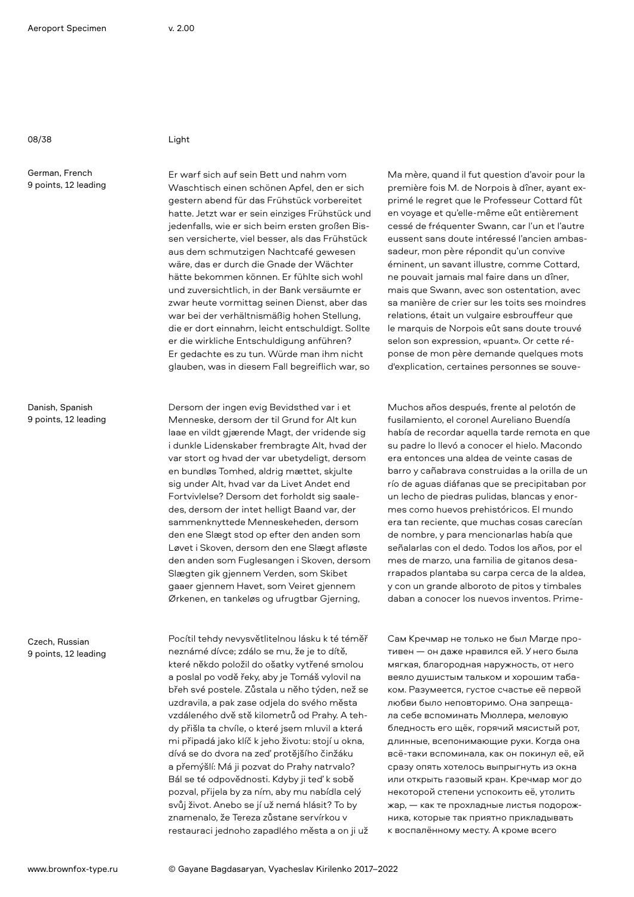Light

German, French
9 points, 12 leading

Er warf sich auf sein Bett und nahm vom Waschtisch einen schönen Apfel, den er sich gestern abend für das Frühstück vorbereitet hatte. Jetzt war er sein einziges Frühstück und jedenfalls, wie er sich beim ersten großen Bissen versicherte, viel besser, als das Frühstück aus dem schmutzigen Nachtcafé gewesen wäre, das er durch die Gnade der Wächter hätte bekommen können. Er fühlte sich wohl und zuversichtlich, in der Bank versäumte er zwar heute vormittag seinen Dienst, aber das war bei der verhältnismäßig hohen Stellung, die er dort einnahm, leicht entschuldigt. Sollte er die wirkliche Entschuldigung anführen? Er gedachte es zu tun. Würde man ihm nicht glauben, was in diesem Fall begreiflich war, so

Ma mère, quand il fut question d'avoir pour la première fois M. de Norpois à dîner, ayant exprimé le regret que le Professeur Cottard fût en voyage et qu'elle-même eût entièrement cessé de fréquenter Swann, car l'un et l'autre eussent sans doute intéressé l'ancien ambassadeur, mon père répondit qu'un convive éminent, un savant illustre, comme Cottard, ne pouvait jamais mal faire dans un dîner, mais que Swann, avec son ostentation, avec sa manière de crier sur les toits ses moindres relations, était un vulgaire esbrouffeur que le marquis de Norpois eût sans doute trouvé selon son expression, «puant». Or cette réponse de mon père demande quelques mots d'explication, certaines personnes se souve-

Danish, Spanish
9 points, 12 leading

Dersom der ingen evig Bevidsthed var i et Menneske, dersom der til Grund for Alt kun laae en vildt gjærende Magt, der vridende sig i dunkle Lidenskaber frembragte Alt, hvad der var stort og hvad der var ubetydeligt, dersom en bundløs Tomhed, aldrig mættet, skjulte sig under Alt, hvad var da Livet Andet end Fortvivlelse? Dersom det forholdt sig saaledes, dersom der intet helligt Baand var, der sammenknyttede Menneskeheden, dersom den ene Slægt stod op efter den anden som Løvet i Skoven, dersom den ene Slægt afløste den anden som Fuglesangen i Skoven, dersom Slægten gik gjennem Verden, som Skibet gaaer gjennem Havet, som Veiret gjennem Ørkenen, en tankeløs og ufrugtbar Gjerning,

Muchos años después, frente al pelotón de fusilamiento, el coronel Aureliano Buendía había de recordar aquella tarde remota en que su padre lo llevó a conocer el hielo. Macondo era entonces una aldea de veinte casas de barro y cañabrava construidas a la orilla de un río de aguas diáfanas que se precipitaban por un lecho de piedras pulidas, blancas y enormes como huevos prehistóricos. El mundo era tan reciente, que muchas cosas carecían de nombre, y para mencionarlas había que señalarlas con el dedo. Todos los años, por el mes de marzo, una familia de gitanos desarrapados plantaba su carpa cerca de la aldea, y con un grande alboroto de pitos y timbales daban a conocer los nuevos inventos. Prime-

Czech, Russian
9 points, 12 leading

Pocítil tehdy nevysvětlitelnou lásku k té téměř neznámé dívce; zdálo se mu, že je to dítě, které někdo položil do ošatky vytřené smolou a poslal po vodě řeky, aby je Tomáš vylovil na břeh své postele. Zůstala u něho týden, než se uzdravila, a pak zase odjela do svého města vzdáleného dvě stě kilometrů od Prahy. A tehdy přišla ta chvíle, o které jsem mluvil a která mi připadá jako klíč k jeho životu: stojí u okna, dívá se do dvora na zeď protějšího činžáku a přemýšlí: Má ji pozvat do Prahy natrvalo? Bál se té odpovědnosti. Kdyby ji teď k sobě pozval, přijela by za ním, aby mu nabídla celý svůj život. Anebo se jí už nemá hlásit? To by znamenalo, že Tereza zůstane servírkou v restauraci jednoho zapadlého města a on ji už

Сам Кречмар не только не был Магде противен — он даже нравился ей. У него была мягкая, благородная наружность, от него веяло душистым тальком и хорошим табаком. Разумеется, густое счастье её первой любви было неповторимо. Она запрещала себе вспоминать Мюллера, меловую бледность его щёк, горячий мясистый рот, длинные, всепонимающие руки. Когда она всё-таки вспоминала, как он покинул её, ей сразу опять хотелось выпрыгнуть из окна или открыть газовый кран. Кречмар мог до некоторой степени успокоить её, утолить жар, — как те прохладные листья подорожника, которые так приятно прикладывать к воспалённому месту. А кроме всего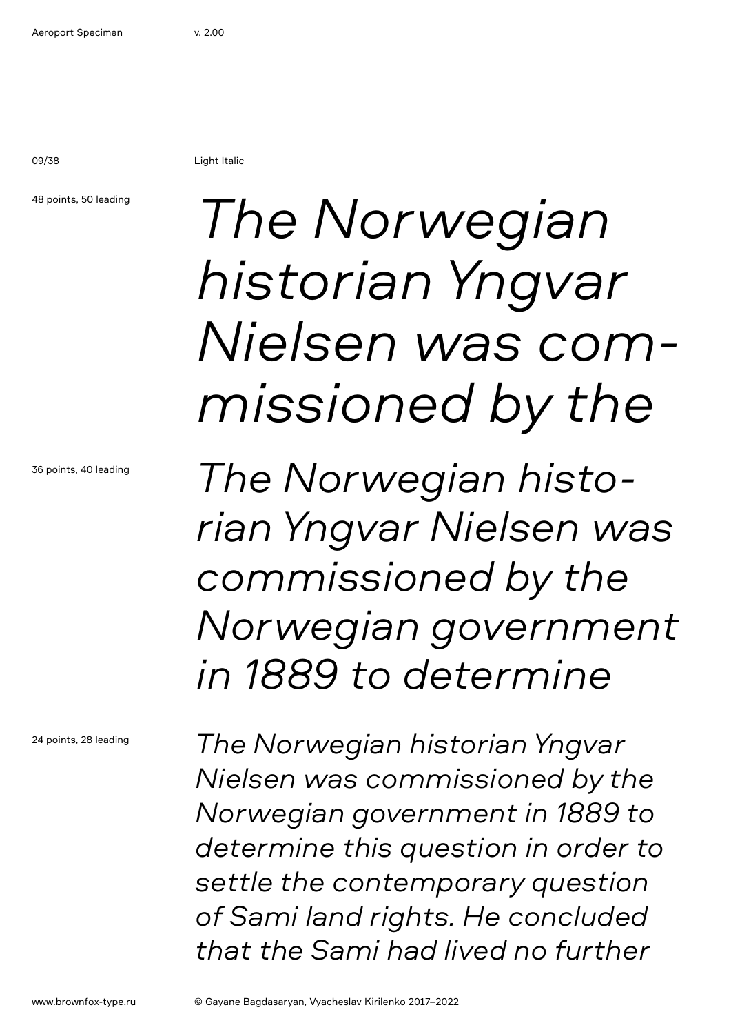Light Italic

48 points, 50 leading

*The Norwegian historian Yngvar Nielsen was com-missioned by the*

36 points, 40 leading

*The Norwegian histo-rian Yngvar Nielsen was commissioned by the Norwegian government in 1889 to determine*

24 points, 28 leading

*The Norwegian historian Yngvar Nielsen was commissioned by the Norwegian government in 1889 to determine this question in order to settle the contemporary question of Sami land rights. He concluded that the Sami had lived no further*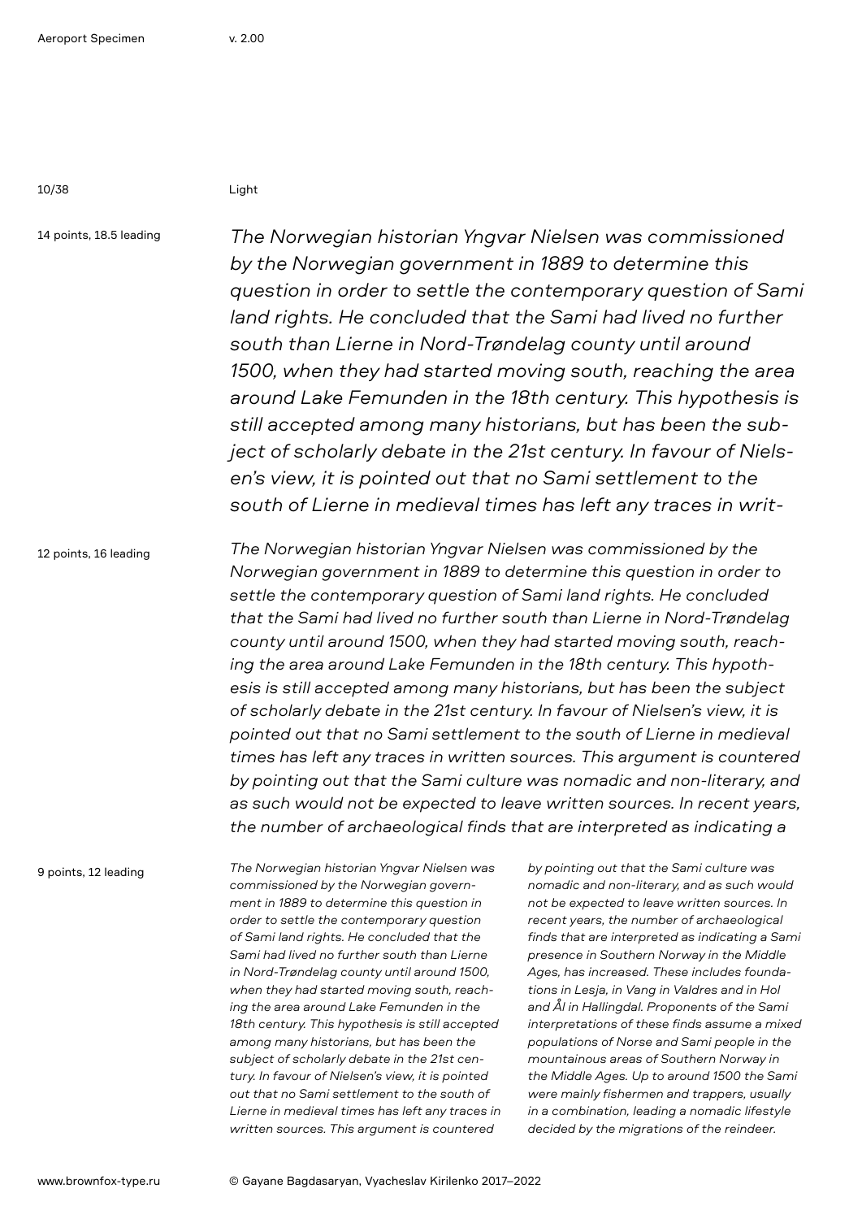Light

14 points, 18.5 leading

*The Norwegian historian Yngvar Nielsen was commissioned by the Norwegian government in 1889 to determine this question in order to settle the contemporary question of Sami land rights. He concluded that the Sami had lived no further south than Lierne in Nord-Trøndelag county until around 1500, when they had started moving south, reaching the area around Lake Femunden in the 18th century. This hypothesis is still accepted among many historians, but has been the subject of scholarly debate in the 21st century. In favour of Nielsen's view, it is pointed out that no Sami settlement to the south of Lierne in medieval times has left any traces in writ-*

12 points, 16 leading

*The Norwegian historian Yngvar Nielsen was commissioned by the Norwegian government in 1889 to determine this question in order to settle the contemporary question of Sami land rights. He concluded that the Sami had lived no further south than Lierne in Nord-Trøndelag county until around 1500, when they had started moving south, reaching the area around Lake Femunden in the 18th century. This hypothesis is still accepted among many historians, but has been the subject of scholarly debate in the 21st century. In favour of Nielsen's view, it is pointed out that no Sami settlement to the south of Lierne in medieval times has left any traces in written sources. This argument is countered by pointing out that the Sami culture was nomadic and non-literary, and as such would not be expected to leave written sources. In recent years, the number of archaeological finds that are interpreted as indicating a*

9 points, 12 leading

*The Norwegian historian Yngvar Nielsen was commissioned by the Norwegian government in 1889 to determine this question in order to settle the contemporary question of Sami land rights. He concluded that the Sami had lived no further south than Lierne in Nord-Trøndelag county until around 1500, when they had started moving south, reaching the area around Lake Femunden in the 18th century. This hypothesis is still accepted among many historians, but has been the subject of scholarly debate in the 21st century. In favour of Nielsen's view, it is pointed out that no Sami settlement to the south of Lierne in medieval times has left any traces in written sources. This argument is countered by pointing out that the Sami culture was nomadic and non-literary, and as such would not be expected to leave written sources. In recent years, the number of archaeological finds that are interpreted as indicating a Sami presence in Southern Norway in the Middle Ages, has increased. These includes foundations in Lesja, in Vang in Valdres and in Hol and Ål in Hallingdal. Proponents of the Sami interpretations of these finds assume a mixed populations of Norse and Sami people in the mountainous areas of Southern Norway in the Middle Ages. Up to around 1500 the Sami were mainly fishermen and trappers, usually in a combination, leading a nomadic lifestyle decided by the migrations of the reindeer.*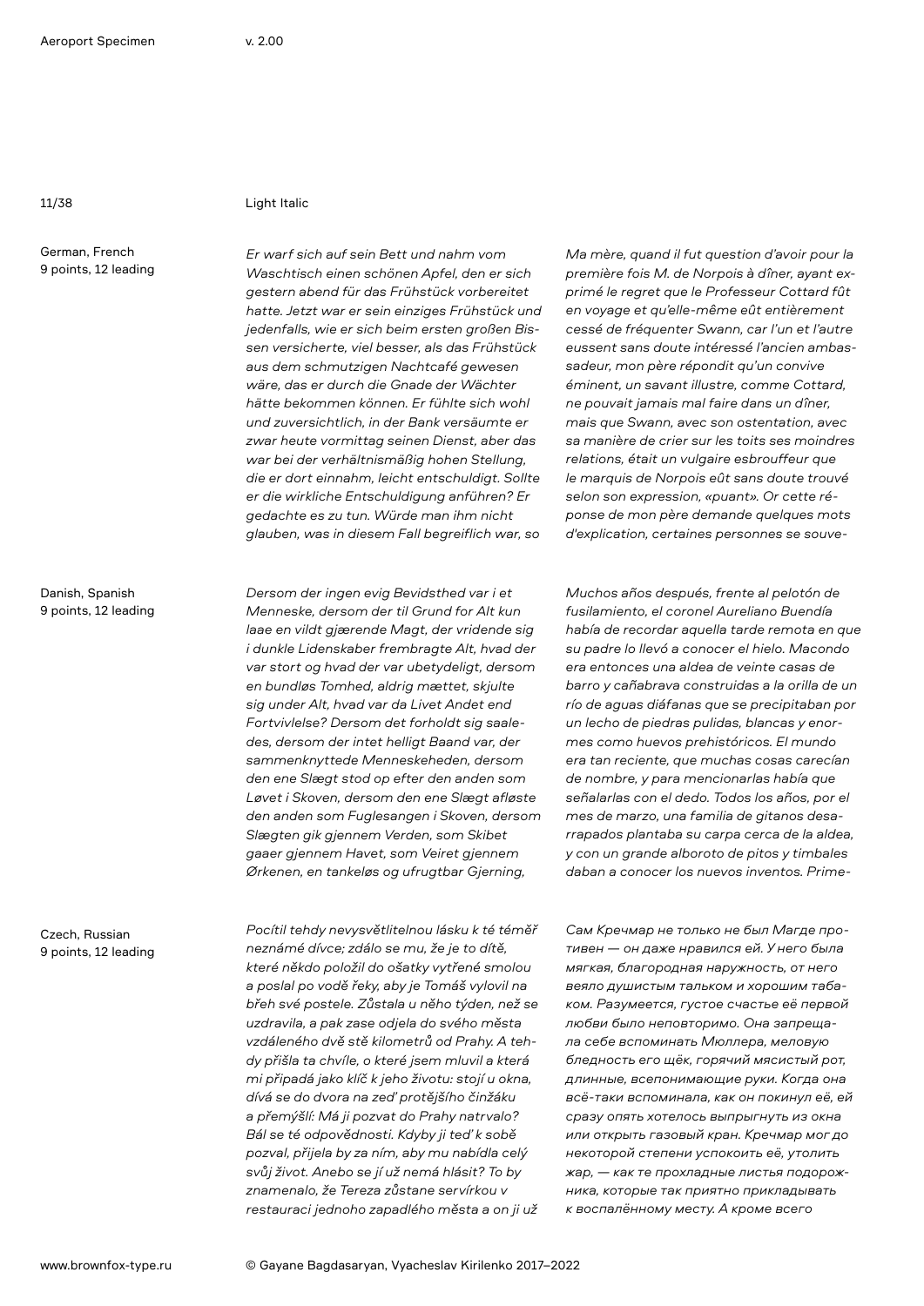Light Italic

German, French
9 points, 12 leading

*Er warf sich auf sein Bett und nahm vom Waschtisch einen schönen Apfel, den er sich gestern abend für das Frühstück vorbereitet hatte. Jetzt war er sein einziges Frühstück und jedenfalls, wie er sich beim ersten großen Bissen versicherte, viel besser, als das Frühstück aus dem schmutzigen Nachtcafé gewesen wäre, das er durch die Gnade der Wächter hätte bekommen können. Er fühlte sich wohl und zuversichtlich, in der Bank versäumte er zwar heute vormittag seinen Dienst, aber das war bei der verhältnismäßig hohen Stellung, die er dort einnahm, leicht entschuldigt. Sollte er die wirkliche Entschuldigung anführen? Er gedachte es zu tun. Würde man ihm nicht glauben, was in diesem Fall begreiflich war, so*

*Ma mère, quand il fut question d'avoir pour la première fois M. de Norpois à dîner, ayant exprimé le regret que le Professeur Cottard fût en voyage et qu'elle-même eût entièrement cessé de fréquenter Swann, car l'un et l'autre eussent sans doute intéressé l'ancien ambassadeur, mon père répondit qu'un convive éminent, un savant illustre, comme Cottard, ne pouvait jamais mal faire dans un dîner, mais que Swann, avec son ostentation, avec sa manière de crier sur les toits ses moindres relations, était un vulgaire esbrouffeur que le marquis de Norpois eût sans doute trouvé selon son expression, «puant». Or cette réponse de mon père demande quelques mots d'explication, certaines personnes se souve-*

Danish, Spanish
9 points, 12 leading

*Dersom der ingen evig Bevidsthed var i et Menneske, dersom der til Grund for Alt kun laae en vildt gjærende Magt, der vridende sig i dunkle Lidenskaber frembragte Alt, hvad der var stort og hvad der var ubetydeligt, dersom en bundløs Tomhed, aldrig mættet, skjulte sig under Alt, hvad var da Livet Andet end Fortvivlelse? Dersom det forholdt sig saaledes, dersom der intet helligt Baand var, der sammenknyttede Menneskeheden, dersom den ene Slægt stod op efter den anden som Løvet i Skoven, dersom den ene Slægt afløste den anden som Fuglesangen i Skoven, dersom Slægten gik gjennem Verden, som Skibet gaaer gjennem Havet, som Veiret gjennem Ørkenen, en tankeløs og ufrugtbar Gjerning,*

*Muchos años después, frente al pelotón de fusilamiento, el coronel Aureliano Buendía había de recordar aquella tarde remota en que su padre lo llevó a conocer el hielo. Macondo era entonces una aldea de veinte casas de barro y cañabrava construidas a la orilla de un río de aguas diáfanas que se precipitaban por un lecho de piedras pulidas, blancas y enormes como huevos prehistóricos. El mundo era tan reciente, que muchas cosas carecían de nombre, y para mencionarlas había que señalarlas con el dedo. Todos los años, por el mes de marzo, una familia de gitanos desarrapados plantaba su carpa cerca de la aldea, y con un grande alboroto de pitos y timbales daban a conocer los nuevos inventos. Prime-*

Czech, Russian
9 points, 12 leading

*Pocítil tehdy nevysvětlitelnou lásku k té téměř neznámé dívce; zdálo se mu, že je to dítě, které někdo položil do ošatky vytřené smolou a poslal po vodě řeky, aby je Tomáš vylovil na břeh své postele. Zůstala u něho týden, než se uzdravila, a pak zase odjela do svého města vzdáleného dvě stě kilometrů od Prahy. A tehdy přišla ta chvíle, o které jsem mluvil a která mi připadá jako klíč k jeho životu: stojí u okna, dívá se do dvora na zeď protějšího činžáku a přemýšlí: Má ji pozvat do Prahy natrvalo? Bál se té odpovědnosti. Kdyby ji teď k sobě pozval, přijela by za ním, aby mu nabídla celý svůj život. Anebo se jí už nemá hlásit? To by znamenalo, že Tereza zůstane servírkou v restauraci jednoho zapadlého města a on ji už*

*Сам Кречмар не только не был Магде противен — он даже нравился ей. У него была мягкая, благородная наружность, от него веяло душистым тальком и хорошим табаком. Разумеется, густое счастье её первой любви было неповторимо. Она запрещала себе вспоминать Мюллера, меловую бледность его щёк, горячий мясистый рот, длинные, всепонимающие руки. Когда она всё-таки вспоминала, как он покинул её, ей сразу опять хотелось выпрыгнуть из окна или открыть газовый кран. Кречмар мог до некоторой степени успокоить её, утолить жар, — как те прохладные листья подорожника, которые так приятно прикладывать к воспалённому месту. А кроме всего*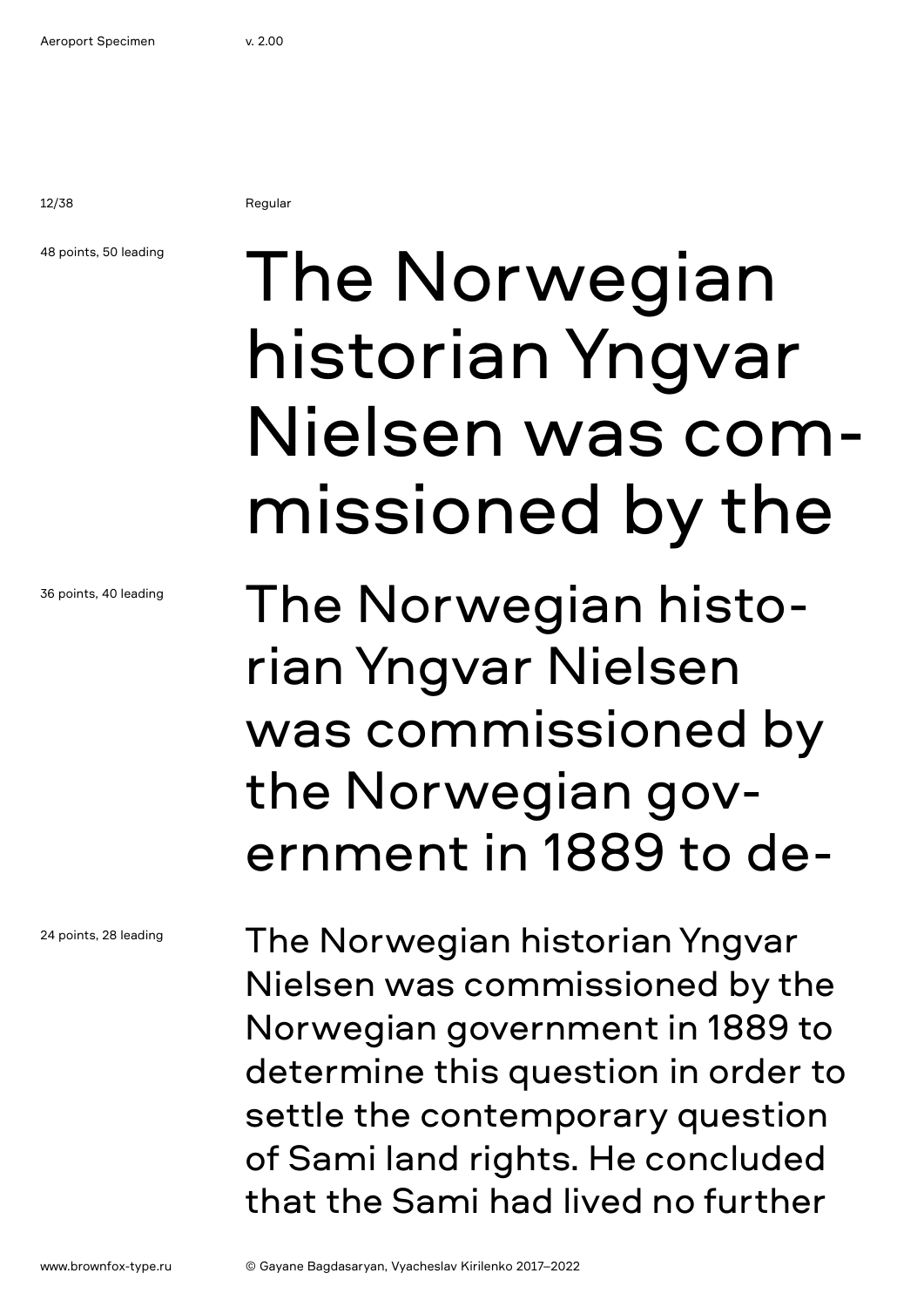Regular

48 points, 50 leading

The Norwegian historian Yngvar Nielsen was com-missioned by the

36 points, 40 leading

The Norwegian histo-rian Yngvar Nielsen was commissioned by the Norwegian gov-ernment in 1889 to de-

24 points, 28 leading

The Norwegian historian Yngvar Nielsen was commissioned by the Norwegian government in 1889 to determine this question in order to settle the contemporary question of Sami land rights. He concluded that the Sami had lived no further

www.brownfox-type.ru

© Gayane Bagdasaryan, Vyacheslav Kirilenko 2017–2022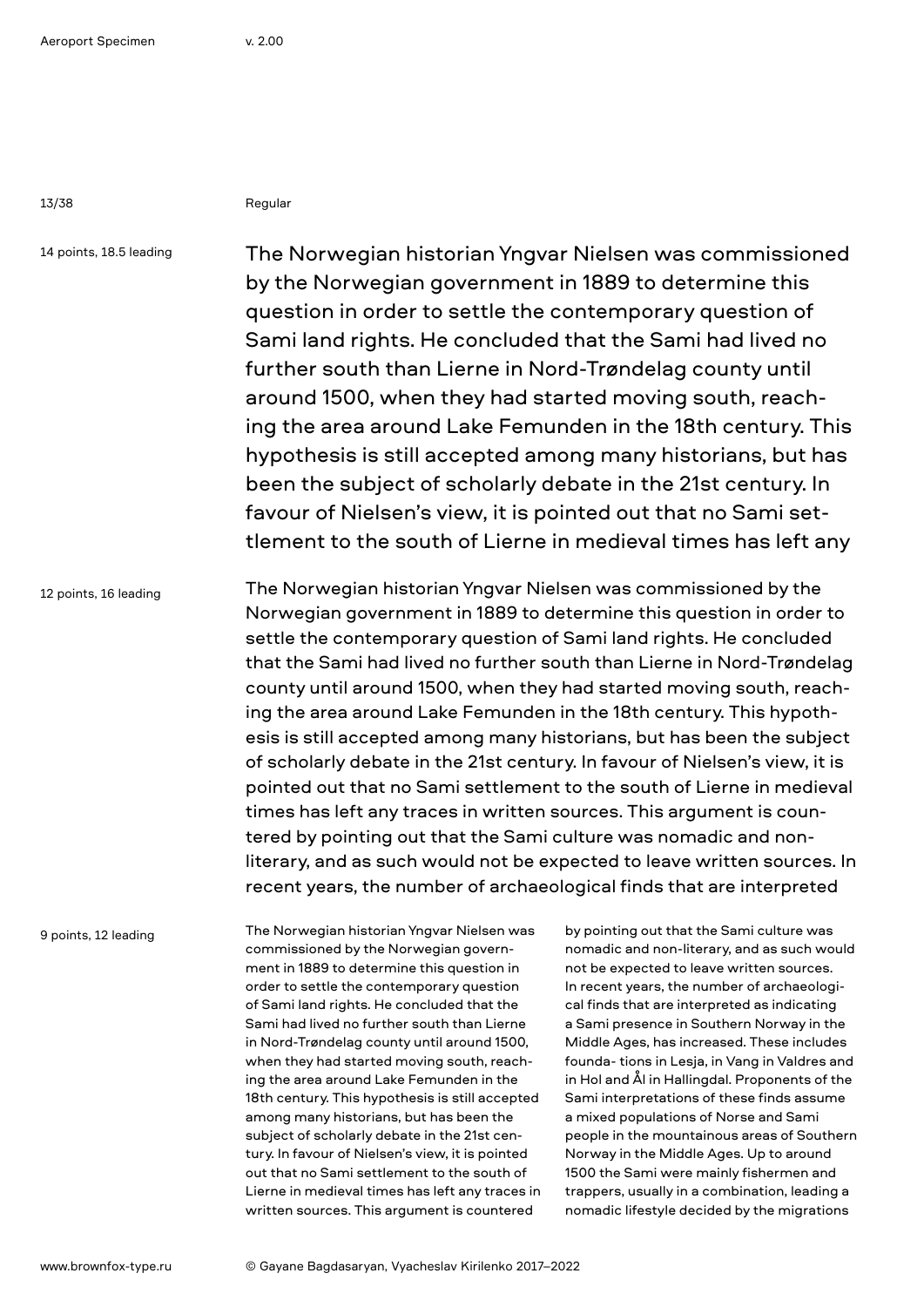Regular

14 points, 18.5 leading

The Norwegian historian Yngvar Nielsen was commissioned by the Norwegian government in 1889 to determine this question in order to settle the contemporary question of Sami land rights. He concluded that the Sami had lived no further south than Lierne in Nord-Trøndelag county until around 1500, when they had started moving south, reaching the area around Lake Femunden in the 18th century. This hypothesis is still accepted among many historians, but has been the subject of scholarly debate in the 21st century. In favour of Nielsen's view, it is pointed out that no Sami settlement to the south of Lierne in medieval times has left any

12 points, 16 leading

The Norwegian historian Yngvar Nielsen was commissioned by the Norwegian government in 1889 to determine this question in order to settle the contemporary question of Sami land rights. He concluded that the Sami had lived no further south than Lierne in Nord-Trøndelag county until around 1500, when they had started moving south, reaching the area around Lake Femunden in the 18th century. This hypothesis is still accepted among many historians, but has been the subject of scholarly debate in the 21st century. In favour of Nielsen's view, it is pointed out that no Sami settlement to the south of Lierne in medieval times has left any traces in written sources. This argument is countered by pointing out that the Sami culture was nomadic and non-literary, and as such would not be expected to leave written sources. In recent years, the number of archaeological finds that are interpreted

9 points, 12 leading

The Norwegian historian Yngvar Nielsen was commissioned by the Norwegian government in 1889 to determine this question in order to settle the contemporary question of Sami land rights. He concluded that the Sami had lived no further south than Lierne in Nord-Trøndelag county until around 1500, when they had started moving south, reaching the area around Lake Femunden in the 18th century. This hypothesis is still accepted among many historians, but has been the subject of scholarly debate in the 21st century. In favour of Nielsen's view, it is pointed out that no Sami settlement to the south of Lierne in medieval times has left any traces in written sources. This argument is countered by pointing out that the Sami culture was nomadic and non-literary, and as such would not be expected to leave written sources. In recent years, the number of archaeological finds that are interpreted as indicating a Sami presence in Southern Norway in the Middle Ages, has increased. These includes founda- tions in Lesja, in Vang in Valdres and in Hol and Ål in Hallingdal. Proponents of the Sami interpretations of these finds assume a mixed populations of Norse and Sami people in the mountainous areas of Southern Norway in the Middle Ages. Up to around 1500 the Sami were mainly fishermen and trappers, usually in a combination, leading a nomadic lifestyle decided by the migrations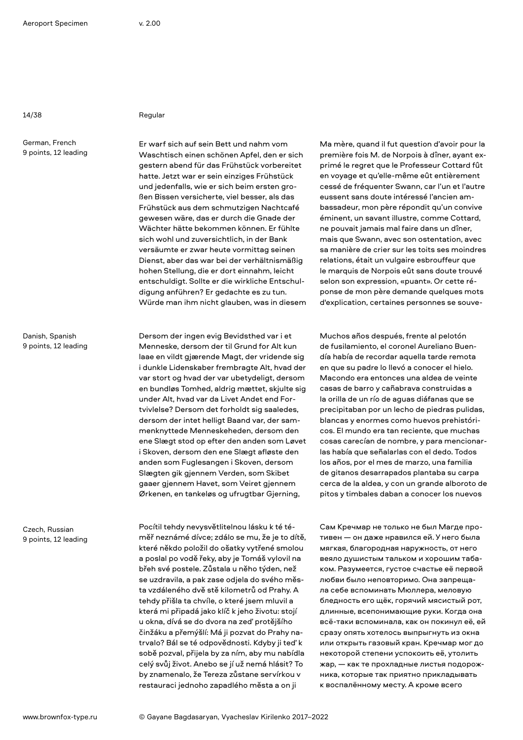Regular

German, French
9 points, 12 leading

Er warf sich auf sein Bett und nahm vom Waschtisch einen schönen Apfel, den er sich gestern abend für das Frühstück vorbereitet hatte. Jetzt war er sein einziges Frühstück und jedenfalls, wie er sich beim ersten großen Bissen versicherte, viel besser, als das Frühstück aus dem schmutzigen Nachtcafé gewesen wäre, das er durch die Gnade der Wächter hätte bekommen können. Er fühlte sich wohl und zuversichtlich, in der Bank versäumte er zwar heute vormittag seinen Dienst, aber das war bei der verhältnismäßig hohen Stellung, die er dort einnahm, leicht entschuldigt. Sollte er die wirkliche Entschuldigung anführen? Er gedachte es zu tun. Würde man ihm nicht glauben, was in diesem

Ma mère, quand il fut question d'avoir pour la première fois M. de Norpois à dîner, ayant exprimé le regret que le Professeur Cottard fût en voyage et qu'elle-même eût entièrement cessé de fréquenter Swann, car l'un et l'autre eussent sans doute intéressé l'ancien ambassadeur, mon père répondit qu'un convive éminent, un savant illustre, comme Cottard, ne pouvait jamais mal faire dans un dîner, mais que Swann, avec son ostentation, avec sa manière de crier sur les toits ses moindres relations, était un vulgaire esbrouffeur que le marquis de Norpois eût sans doute trouvé selon son expression, «puant». Or cette réponse de mon père demande quelques mots d'explication, certaines personnes se souve-

Danish, Spanish
9 points, 12 leading

Dersom der ingen evig Bevidsthed var i et Menneske, dersom der til Grund for Alt kun laae en vildt gjærende Magt, der vridende sig i dunkle Lidenskaber frembragte Alt, hvad der var stort og hvad der var ubetydeligt, dersom en bundløs Tomhed, aldrig mættet, skjulte sig under Alt, hvad var da Livet Andet end Fortvivlelse? Dersom det forholdt sig saaledes, dersom der intet helligt Baand var, der sammenknyttede Menneskeheden, dersom den ene Slægt stod op efter den anden som Løvet i Skoven, dersom den ene Slægt afløste den anden som Fuglesangen i Skoven, dersom Slægten gik gjennem Verden, som Skibet gaaer gjennem Havet, som Veiret gjennem Ørkenen, en tankeløs og ufrugtbar Gjerning,

Muchos años después, frente al pelotón de fusilamiento, el coronel Aureliano Buendía había de recordar aquella tarde remota en que su padre lo llevó a conocer el hielo. Macondo era entonces una aldea de veinte casas de barro y cañabrava construidas a la orilla de un río de aguas diáfanas que se precipitaban por un lecho de piedras pulidas, blancas y enormes como huevos prehistóricos. El mundo era tan reciente, que muchas cosas carecían de nombre, y para mencionarlas había que señalarlas con el dedo. Todos los años, por el mes de marzo, una familia de gitanos desarrapados plantaba su carpa cerca de la aldea, y con un grande alboroto de pitos y timbales daban a conocer los nuevos

Czech, Russian
9 points, 12 leading

Pocítil tehdy nevysvětlitelnou lásku k té téměř neznámé dívce; zdálo se mu, že je to dítě, které někdo položil do ošatky vytřené smolou a poslal po vodě řeky, aby je Tomáš vylovil na břeh své postele. Zůstala u něho týden, než se uzdravila, a pak zase odjela do svého města vzdáleného dvě stě kilometrů od Prahy. A tehdy přišla ta chvíle, o které jsem mluvil a která mi připadá jako klíč k jeho životu: stojí u okna, dívá se do dvora na zeď protějšího činžáku a přemýšlí: Má ji pozvat do Prahy natrvalo? Bál se té odpovědnosti. Kdyby ji teď k sobě pozval, přijela by za ním, aby mu nabídla celý svůj život. Anebo se jí už nemá hlásit? To by znamenalo, že Tereza zůstane servírkou v restauraci jednoho zapadlého města a on ji

Сам Кречмар не только не был Магде противен — он даже нравился ей. У него была мягкая, благородная наружность, от него веяло душистым тальком и хорошим табаком. Разумеется, густое счастье её первой любви было неповторимо. Она запрещала себе вспоминать Мюллера, меловую бледность его щёк, горячий мясистый рот, длинные, всепонимающие руки. Когда она всё-таки вспоминала, как он покинул её, ей сразу опять хотелось выпрыгнуть из окна или открыть газовый кран. Кречмар мог до некоторой степени успокоить её, утолить жар, — как те прохладные листья подорожника, которые так приятно прикладывать к воспалённому месту. А кроме всего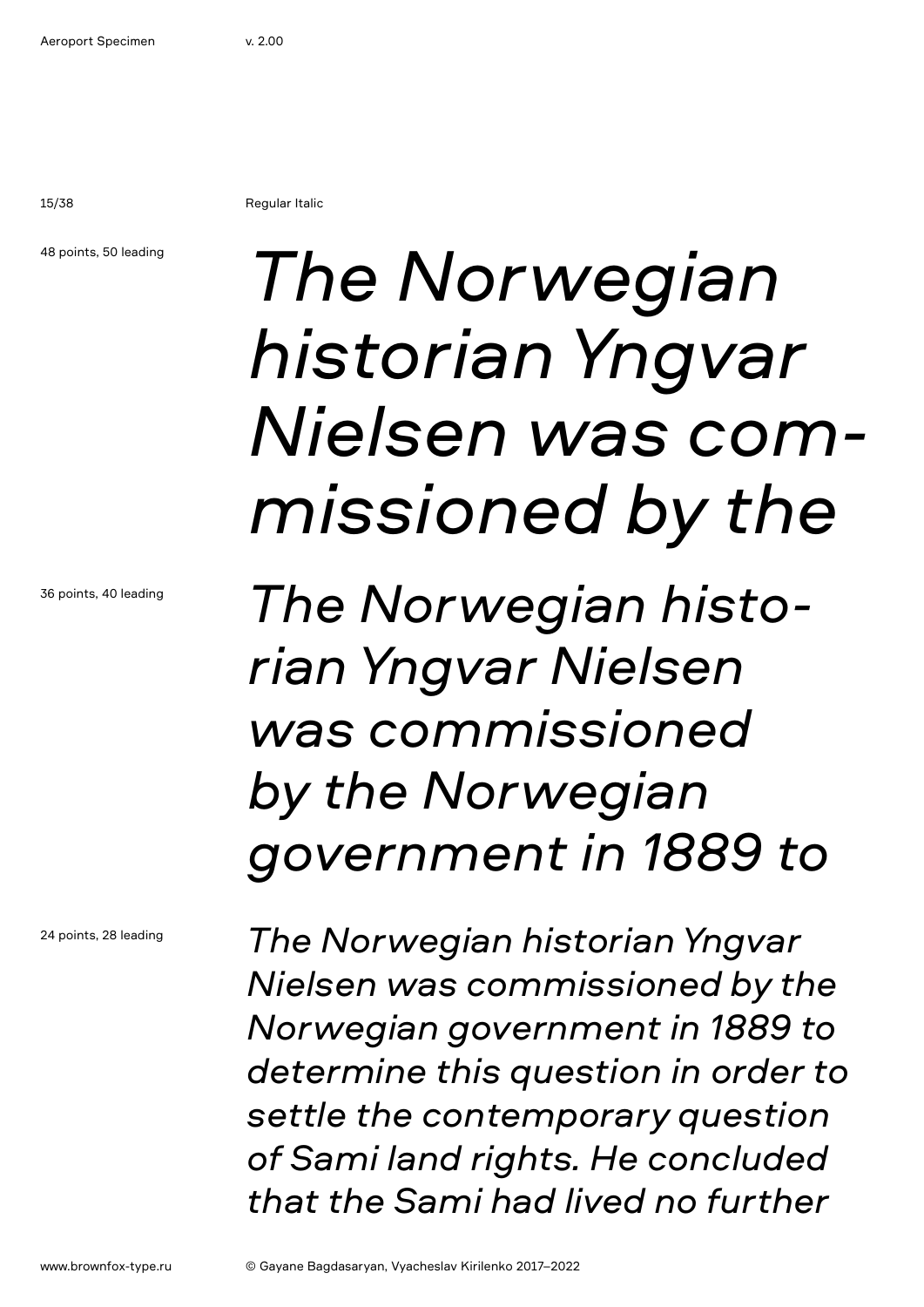Regular Italic

48 points, 50 leading

*The Norwegian historian Yngvar Nielsen was com-missioned by the*

36 points, 40 leading

*The Norwegian histo-rian Yngvar Nielsen was commissioned by the Norwegian government in 1889 to*

24 points, 28 leading

*The Norwegian historian Yngvar Nielsen was commissioned by the Norwegian government in 1889 to determine this question in order to settle the contemporary question of Sami land rights. He concluded that the Sami had lived no further*

www.brownfox-type.ru

© Gayane Bagdasaryan, Vyacheslav Kirilenko 2017–2022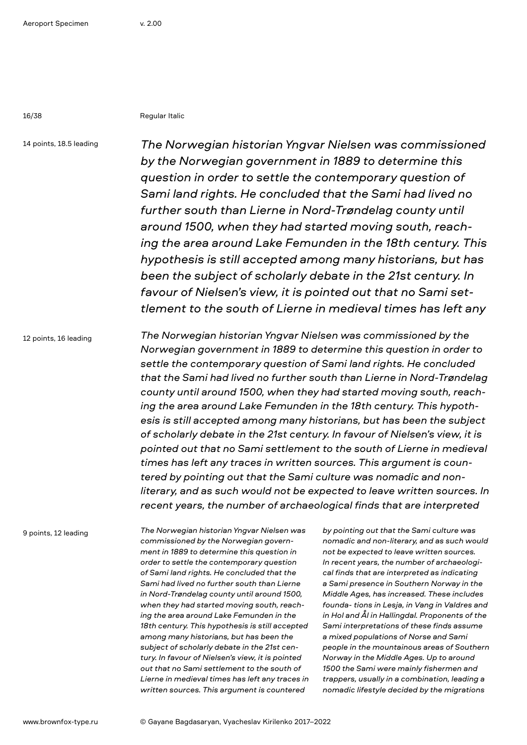Regular Italic

14 points, 18.5 leading

*The Norwegian historian Yngvar Nielsen was commissioned by the Norwegian government in 1889 to determine this question in order to settle the contemporary question of Sami land rights. He concluded that the Sami had lived no further south than Lierne in Nord-Trøndelag county until around 1500, when they had started moving south, reaching the area around Lake Femunden in the 18th century. This hypothesis is still accepted among many historians, but has been the subject of scholarly debate in the 21st century. In favour of Nielsen's view, it is pointed out that no Sami settlement to the south of Lierne in medieval times has left any*

12 points, 16 leading

*The Norwegian historian Yngvar Nielsen was commissioned by the Norwegian government in 1889 to determine this question in order to settle the contemporary question of Sami land rights. He concluded that the Sami had lived no further south than Lierne in Nord-Trøndelag county until around 1500, when they had started moving south, reaching the area around Lake Femunden in the 18th century. This hypothesis is still accepted among many historians, but has been the subject of scholarly debate in the 21st century. In favour of Nielsen's view, it is pointed out that no Sami settlement to the south of Lierne in medieval times has left any traces in written sources. This argument is countered by pointing out that the Sami culture was nomadic and non-literary, and as such would not be expected to leave written sources. In recent years, the number of archaeological finds that are interpreted*

9 points, 12 leading

*The Norwegian historian Yngvar Nielsen was commissioned by the Norwegian government in 1889 to determine this question in order to settle the contemporary question of Sami land rights. He concluded that the Sami had lived no further south than Lierne in Nord-Trøndelag county until around 1500, when they had started moving south, reaching the area around Lake Femunden in the 18th century. This hypothesis is still accepted among many historians, but has been the subject of scholarly debate in the 21st century. In favour of Nielsen's view, it is pointed out that no Sami settlement to the south of Lierne in medieval times has left any traces in written sources. This argument is countered by pointing out that the Sami culture was nomadic and non-literary, and as such would not be expected to leave written sources. In recent years, the number of archaeological finds that are interpreted as indicating a Sami presence in Southern Norway in the Middle Ages, has increased. These includes founda- tions in Lesja, in Vang in Valdres and in Hol and Ål in Hallingdal. Proponents of the Sami interpretations of these finds assume a mixed populations of Norse and Sami people in the mountainous areas of Southern Norway in the Middle Ages. Up to around 1500 the Sami were mainly fishermen and trappers, usually in a combination, leading a nomadic lifestyle decided by the migrations*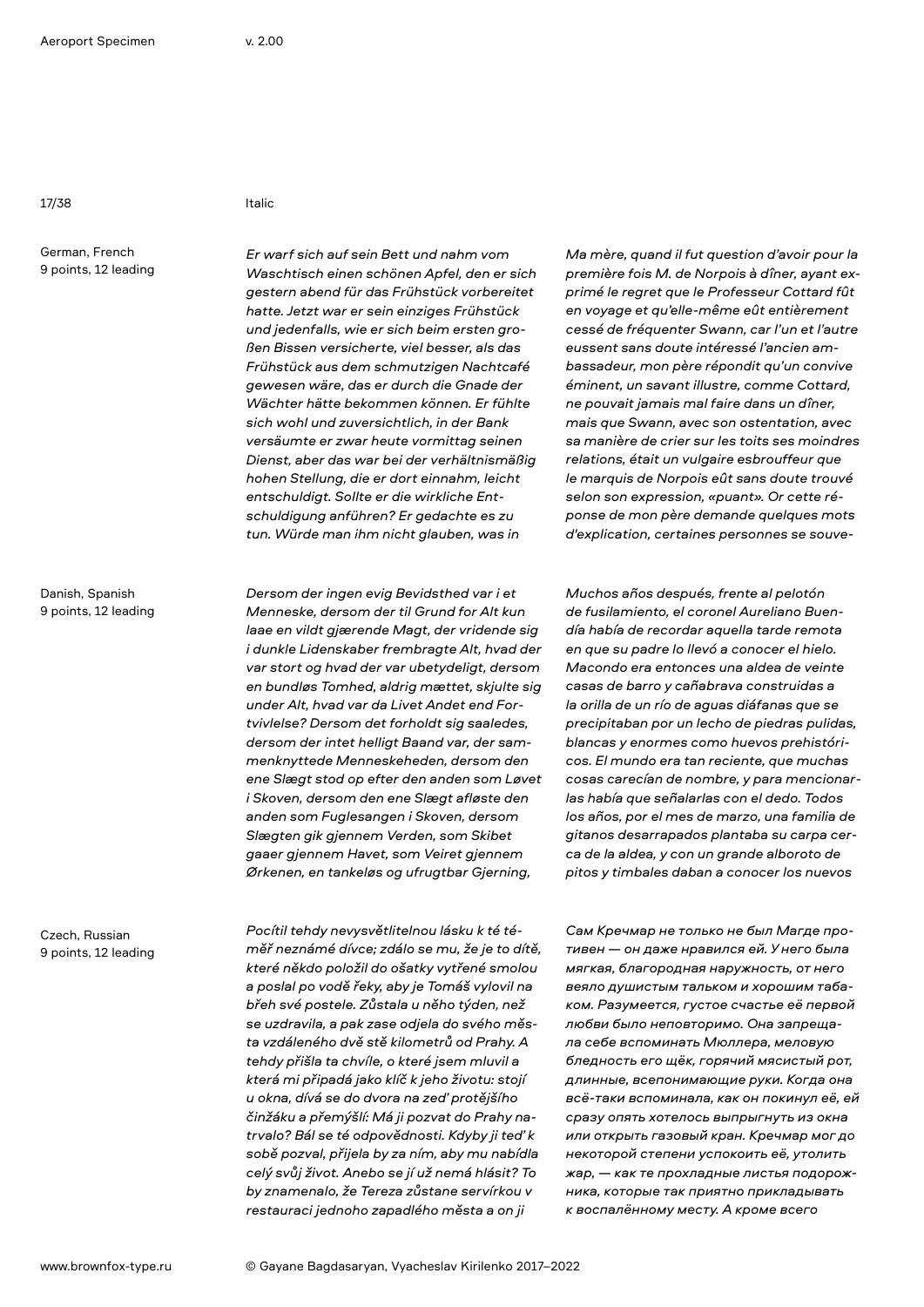Italic

German, French
9 points, 12 leading

*Er warf sich auf sein Bett und nahm vom Waschtisch einen schönen Apfel, den er sich gestern abend für das Frühstück vorbereitet hatte. Jetzt war er sein einziges Frühstück und jedenfalls, wie er sich beim ersten großen Bissen versicherte, viel besser, als das Frühstück aus dem schmutzigen Nachtcafé gewesen wäre, das er durch die Gnade der Wächter hätte bekommen können. Er fühlte sich wohl und zuversichtlich, in der Bank versäumte er zwar heute vormittag seinen Dienst, aber das war bei der verhältnismäßig hohen Stellung, die er dort einnahm, leicht entschuldigt. Sollte er die wirkliche Entschuldigung anführen? Er gedachte es zu tun. Würde man ihm nicht glauben, was in*

*Ma mère, quand il fut question d'avoir pour la première fois M. de Norpois à dîner, ayant exprimé le regret que le Professeur Cottard fût en voyage et qu'elle-même eût entièrement cessé de fréquenter Swann, car l'un et l'autre eussent sans doute intéressé l'ancien ambassadeur, mon père répondit qu'un convive éminent, un savant illustre, comme Cottard, ne pouvait jamais mal faire dans un dîner, mais que Swann, avec son ostentation, avec sa manière de crier sur les toits ses moindres relations, était un vulgaire esbrouffeur que le marquis de Norpois eût sans doute trouvé selon son expression, «puant». Or cette réponse de mon père demande quelques mots d'explication, certaines personnes se souve-*

Danish, Spanish
9 points, 12 leading

*Dersom der ingen evig Bevidsthed var i et Menneske, dersom der til Grund for Alt kun laae en vildt gjærende Magt, der vridende sig i dunkle Lidenskaber frembragte Alt, hvad der var stort og hvad der var ubetydeligt, dersom en bundløs Tomhed, aldrig mættet, skjulte sig under Alt, hvad var da Livet Andet end Fortvivlelse? Dersom det forholdt sig saaledes, dersom der intet helligt Baand var, der sammenknyttede Menneskeheden, dersom den ene Slægt stod op efter den anden som Løvet i Skoven, dersom den ene Slægt afløste den anden som Fuglesangen i Skoven, dersom Slægten gik gjennem Verden, som Skibet gaaer gjennem Havet, som Veiret gjennem Ørkenen, en tankeløs og ufrugtbar Gjerning,*

*Muchos años después, frente al pelotón de fusilamiento, el coronel Aureliano Buendía había de recordar aquella tarde remota en que su padre lo llevó a conocer el hielo. Macondo era entonces una aldea de veinte casas de barro y cañabrava construidas a la orilla de un río de aguas diáfanas que se precipitaban por un lecho de piedras pulidas, blancas y enormes como huevos prehistóricos. El mundo era tan reciente, que muchas cosas carecían de nombre, y para mencionarlas había que señalarlas con el dedo. Todos los años, por el mes de marzo, una familia de gitanos desarrapados plantaba su carpa cerca de la aldea, y con un grande alboroto de pitos y timbales daban a conocer los nuevos*

Czech, Russian
9 points, 12 leading

*Pocítil tehdy nevysvětlitelnou lásku k té téměř neznámé dívce; zdálo se mu, že je to dítě, které někdo položil do ošatky vytřené smolou a poslal po vodě řeky, aby je Tomáš vylovil na břeh své postele. Zůstala u něho týden, než se uzdravila, a pak zase odjela do svého města vzdáleného dvě stě kilometrů od Prahy. A tehdy přišla ta chvíle, o které jsem mluvil a která mi připadá jako klíč k jeho životu: stojí u okna, dívá se do dvora na zeď protějšího činžáku a přemýšlí: Má ji pozvat do Prahy natrvalo? Bál se té odpovědnosti. Kdyby ji teď k sobě pozval, přijela by za ním, aby mu nabídla celý svůj život. Anebo se jí už nemá hlásit? To by znamenalo, že Tereza zůstane servírkou v restauraci jednoho zapadlého města a on ji*

*Сам Кречмар не только не был Магде противен — он даже нравился ей. У него была мягкая, благородная наружность, от него веяло душистым тальком и хорошим табаком. Разумеется, густое счастье её первой любви было неповторимо. Она запрещала себе вспоминать Мюллера, меловую бледность его щёк, горячий мясистый рот, длинные, всепонимающие руки. Когда она всё-таки вспоминала, как он покинул её, ей сразу опять хотелось выпрыгнуть из окна или открыть газовый кран. Кречмар мог до некоторой степени успокоить её, утолить жар, — как те прохладные листья подорожника, которые так приятно прикладывать к воспалённому месту. А кроме всего*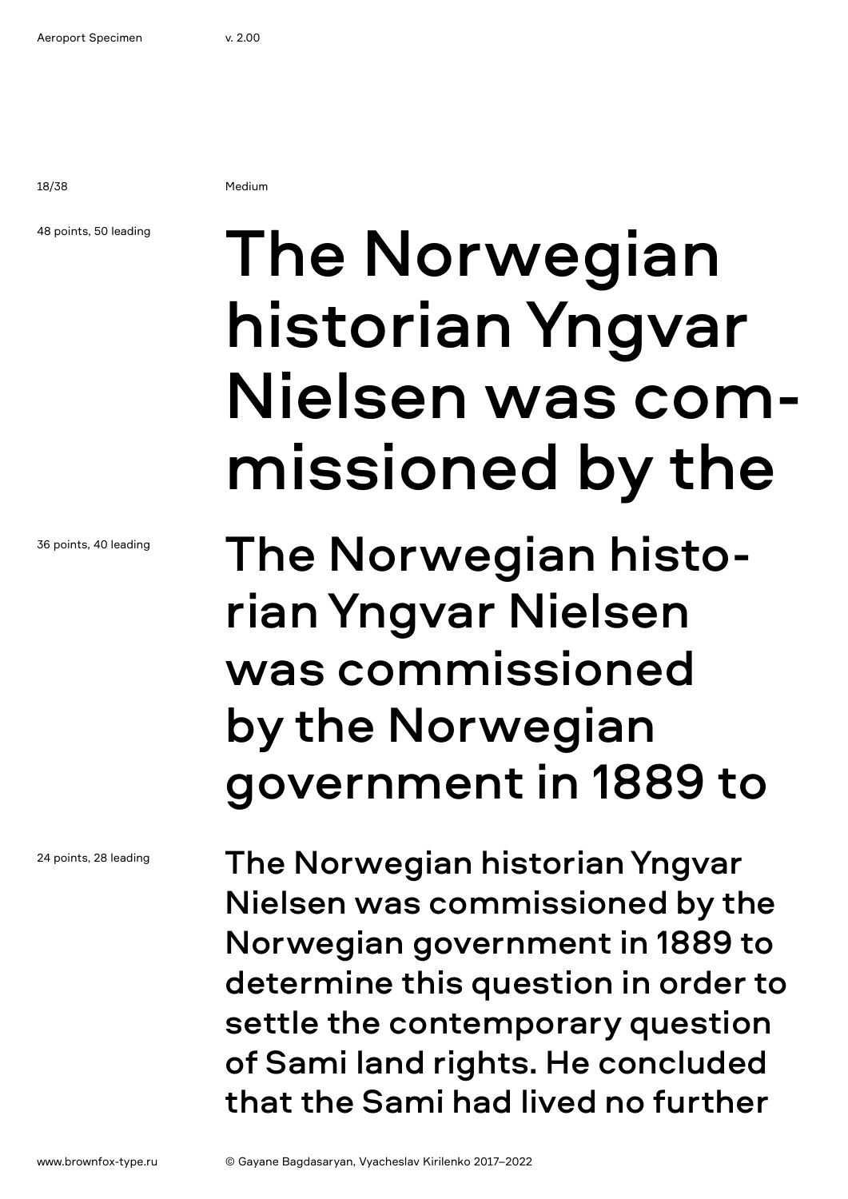Medium

48 points, 50 leading

The Norwegian historian Yngvar Nielsen was com-missioned by the

36 points, 40 leading

The Norwegian histo-rian Yngvar Nielsen was commissioned by the Norwegian government in 1889 to

24 points, 28 leading

The Norwegian historian Yngvar Nielsen was commissioned by the Norwegian government in 1889 to determine this question in order to settle the contemporary question of Sami land rights. He concluded that the Sami had lived no further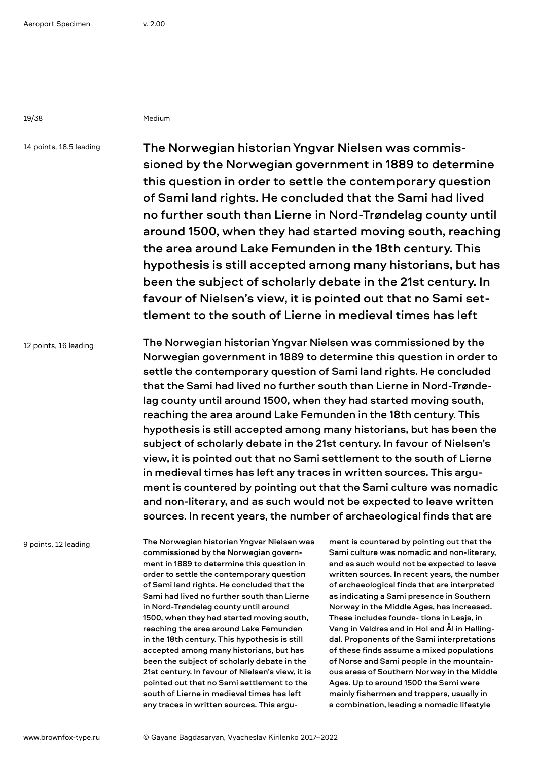Medium

14 points, 18.5 leading

The Norwegian historian Yngvar Nielsen was commissioned by the Norwegian government in 1889 to determine this question in order to settle the contemporary question of Sami land rights. He concluded that the Sami had lived no further south than Lierne in Nord-Trøndelag county until around 1500, when they had started moving south, reaching the area around Lake Femunden in the 18th century. This hypothesis is still accepted among many historians, but has been the subject of scholarly debate in the 21st century. In favour of Nielsen's view, it is pointed out that no Sami settlement to the south of Lierne in medieval times has left

12 points, 16 leading

The Norwegian historian Yngvar Nielsen was commissioned by the Norwegian government in 1889 to determine this question in order to settle the contemporary question of Sami land rights. He concluded that the Sami had lived no further south than Lierne in Nord-Trøndelag county until around 1500, when they had started moving south, reaching the area around Lake Femunden in the 18th century. This hypothesis is still accepted among many historians, but has been the subject of scholarly debate in the 21st century. In favour of Nielsen's view, it is pointed out that no Sami settlement to the south of Lierne in medieval times has left any traces in written sources. This argument is countered by pointing out that the Sami culture was nomadic and non-literary, and as such would not be expected to leave written sources. In recent years, the number of archaeological finds that are

9 points, 12 leading

The Norwegian historian Yngvar Nielsen was commissioned by the Norwegian government in 1889 to determine this question in order to settle the contemporary question of Sami land rights. He concluded that the Sami had lived no further south than Lierne in Nord-Trøndelag county until around 1500, when they had started moving south, reaching the area around Lake Femunden in the 18th century. This hypothesis is still accepted among many historians, but has been the subject of scholarly debate in the 21st century. In favour of Nielsen's view, it is pointed out that no Sami settlement to the south of Lierne in medieval times has left any traces in written sources. This argument is countered by pointing out that the Sami culture was nomadic and non-literary, and as such would not be expected to leave written sources. In recent years, the number of archaeological finds that are interpreted as indicating a Sami presence in Southern Norway in the Middle Ages, has increased. These includes founda- tions in Lesja, in Vang in Valdres and in Hol and Ål in Hallingdal. Proponents of the Sami interpretations of these finds assume a mixed populations of Norse and Sami people in the mountainous areas of Southern Norway in the Middle Ages. Up to around 1500 the Sami were mainly fishermen and trappers, usually in a combination, leading a nomadic lifestyle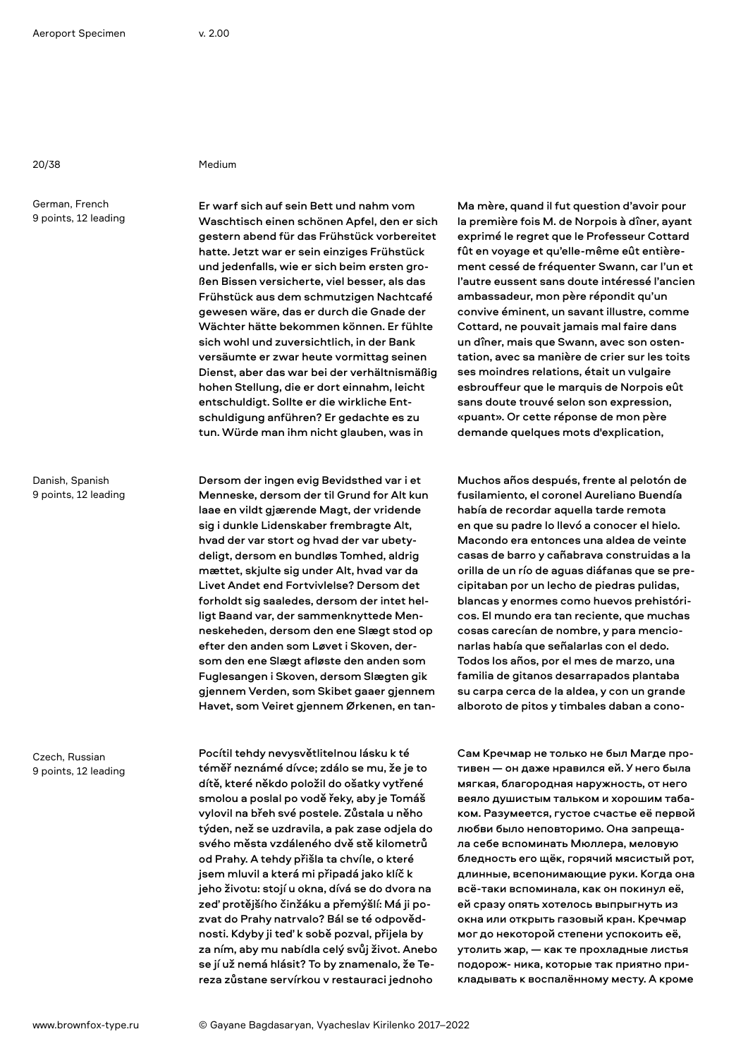Medium

German, French
9 points, 12 leading

Er warf sich auf sein Bett und nahm vom Waschtisch einen schönen Apfel, den er sich gestern abend für das Frühstück vorbereitet hatte. Jetzt war er sein einziges Frühstück und jedenfalls, wie er sich beim ersten großen Bissen versicherte, viel besser, als das Frühstück aus dem schmutzigen Nachtcafé gewesen wäre, das er durch die Gnade der Wächter hätte bekommen können. Er fühlte sich wohl und zuversichtlich, in der Bank versäumte er zwar heute vormittag seinen Dienst, aber das war bei der verhältnismäßig hohen Stellung, die er dort einnahm, leicht entschuldigt. Sollte er die wirkliche Entschuldigung anführen? Er gedachte es zu tun. Würde man ihm nicht glauben, was in

Ma mère, quand il fut question d'avoir pour la première fois M. de Norpois à dîner, ayant exprimé le regret que le Professeur Cottard fût en voyage et qu'elle-même eût entièrement cessé de fréquenter Swann, car l'un et l'autre eussent sans doute intéressé l'ancien ambassadeur, mon père répondit qu'un convive éminent, un savant illustre, comme Cottard, ne pouvait jamais mal faire dans un dîner, mais que Swann, avec son ostentation, avec sa manière de crier sur les toits ses moindres relations, était un vulgaire esbrouffeur que le marquis de Norpois eût sans doute trouvé selon son expression, «puant». Or cette réponse de mon père demande quelques mots d'explication,

Danish, Spanish
9 points, 12 leading

Dersom der ingen evig Bevidsthed var i et Menneske, dersom der til Grund for Alt kun laae en vildt gjærende Magt, der vridende sig i dunkle Lidenskaber frembragte Alt, hvad der var stort og hvad der var ubetydeligt, dersom en bundløs Tomhed, aldrig mættet, skjulte sig under Alt, hvad var da Livet Andet end Fortvivlelse? Dersom det forholdt sig saaledes, dersom der intet helligt Baand var, der sammenknyttede Menneskeheden, dersom den ene Slægt stod op efter den anden som Løvet i Skoven, dersom den ene Slægt afløste den anden som Fuglesangen i Skoven, dersom Slægten gik gjennem Verden, som Skibet gaaer gjennem Havet, som Veiret gjennem Ørkenen, en tan-

Muchos años después, frente al pelotón de fusilamiento, el coronel Aureliano Buendía había de recordar aquella tarde remota en que su padre lo llevó a conocer el hielo. Macondo era entonces una aldea de veinte casas de barro y cañabrava construidas a la orilla de un río de aguas diáfanas que se precipitaban por un lecho de piedras pulidas, blancas y enormes como huevos prehistóricos. El mundo era tan reciente, que muchas cosas carecían de nombre, y para mencionarlas había que señalarlas con el dedo. Todos los años, por el mes de marzo, una familia de gitanos desarrapados plantaba su carpa cerca de la aldea, y con un grande alboroto de pitos y timbales daban a cono-

Czech, Russian
9 points, 12 leading

Pocítil tehdy nevysvětlitelnou lásku k té téměř neznámé dívce; zdálo se mu, že je to dítě, které někdo položil do ošatky vytřené smolou a poslal po vodě řeky, aby je Tomáš vylovil na břeh své postele. Zůstala u něho týden, než se uzdravila, a pak zase odjela do svého města vzdáleného dvě stě kilometrů od Prahy. A tehdy přišla ta chvíle, o které jsem mluvil a která mi připadá jako klíč k jeho životu: stojí u okna, dívá se do dvora na zeď protějšího činžáku a přemýšlí: Má ji pozvat do Prahy natrvalo? Bál se té odpovědnosti. Kdyby ji teď k sobě pozval, přijela by za ním, aby mu nabídla celý svůj život. Anebo se jí už nemá hlásit? To by znamenalo, že Tereza zůstane servírkou v restauraci jednoho

Сам Кречмар не только не был Магде противен — он даже нравился ей. У него была мягкая, благородная наружность, от него веяло душистым тальком и хорошим табаком. Разумеется, густое счастье её первой любви было неповторимо. Она запрещала себе вспоминать Мюллера, меловую бледность его щёк, горячий мясистый рот, длинные, всепонимающие руки. Когда она всё-таки вспоминала, как он покинул её, ей сразу опять хотелось выпрыгнуть из окна или открыть газовый кран. Кречмар мог до некоторой степени успокоить её, утолить жар, — как те прохладные листья подорож- ника, которые так приятно прикладывать к воспалённому месту. А кроме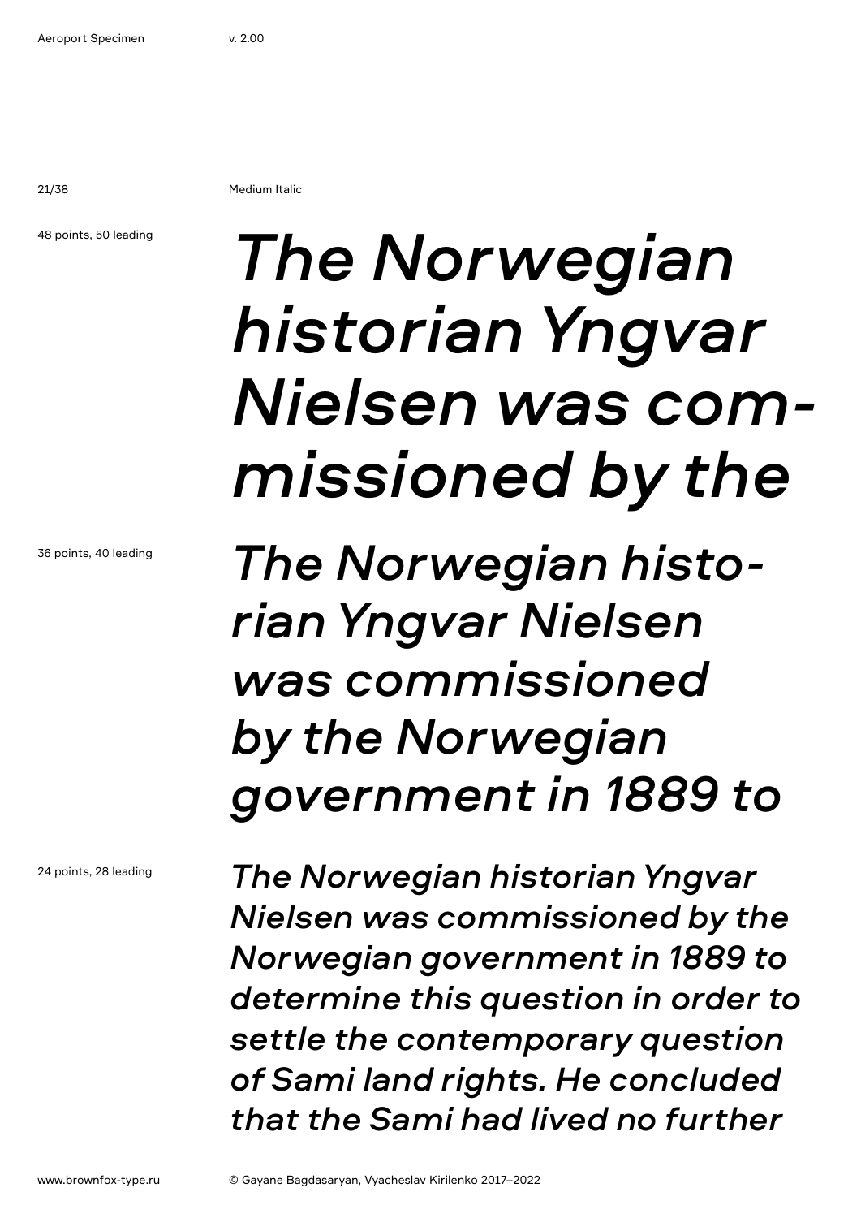Medium Italic

48 points, 50 leading

*The Norwegian historian Yngvar Nielsen was com-missioned by the*

36 points, 40 leading

*The Norwegian histo-rian Yngvar Nielsen was commissioned by the Norwegian government in 1889 to*

24 points, 28 leading

*The Norwegian historian Yngvar Nielsen was commissioned by the Norwegian government in 1889 to determine this question in order to settle the contemporary question of Sami land rights. He concluded that the Sami had lived no further*

www.brownfox-type.ru

© Gayane Bagdasaryan, Vyacheslav Kirilenko 2017–2022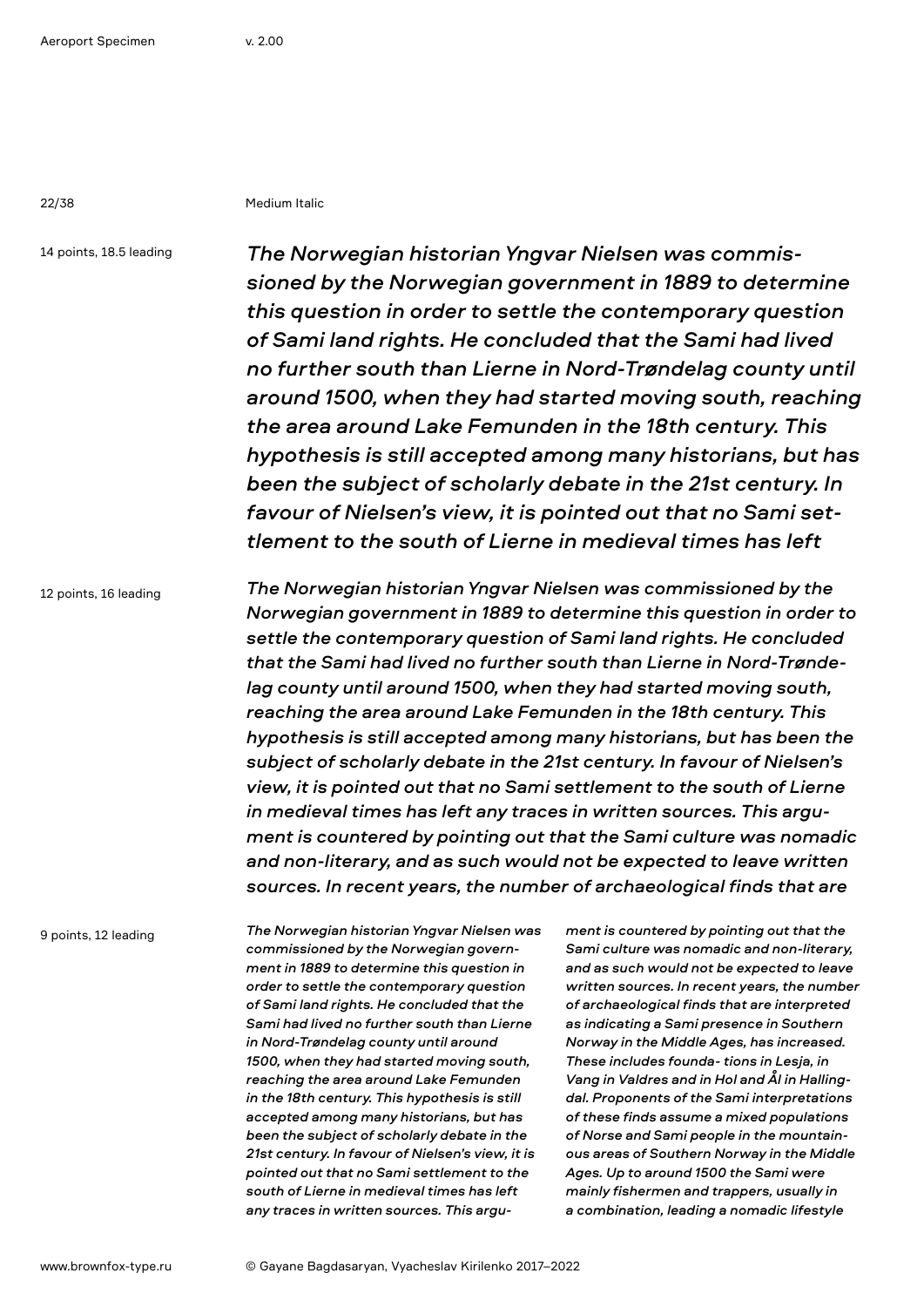Medium Italic

14 points, 18.5 leading

*The Norwegian historian Yngvar Nielsen was commissioned by the Norwegian government in 1889 to determine this question in order to settle the contemporary question of Sami land rights. He concluded that the Sami had lived no further south than Lierne in Nord-Trøndelag county until around 1500, when they had started moving south, reaching the area around Lake Femunden in the 18th century. This hypothesis is still accepted among many historians, but has been the subject of scholarly debate in the 21st century. In favour of Nielsen's view, it is pointed out that no Sami settlement to the south of Lierne in medieval times has left*

12 points, 16 leading

*The Norwegian historian Yngvar Nielsen was commissioned by the Norwegian government in 1889 to determine this question in order to settle the contemporary question of Sami land rights. He concluded that the Sami had lived no further south than Lierne in Nord-Trøndelag county until around 1500, when they had started moving south, reaching the area around Lake Femunden in the 18th century. This hypothesis is still accepted among many historians, but has been the subject of scholarly debate in the 21st century. In favour of Nielsen's view, it is pointed out that no Sami settlement to the south of Lierne in medieval times has left any traces in written sources. This argument is countered by pointing out that the Sami culture was nomadic and non-literary, and as such would not be expected to leave written sources. In recent years, the number of archaeological finds that are*

9 points, 12 leading

*The Norwegian historian Yngvar Nielsen was commissioned by the Norwegian government in 1889 to determine this question in order to settle the contemporary question of Sami land rights. He concluded that the Sami had lived no further south than Lierne in Nord-Trøndelag county until around 1500, when they had started moving south, reaching the area around Lake Femunden in the 18th century. This hypothesis is still accepted among many historians, but has been the subject of scholarly debate in the 21st century. In favour of Nielsen's view, it is pointed out that no Sami settlement to the south of Lierne in medieval times has left any traces in written sources. This argument is countered by pointing out that the Sami culture was nomadic and non-literary, and as such would not be expected to leave written sources. In recent years, the number of archaeological finds that are interpreted as indicating a Sami presence in Southern Norway in the Middle Ages, has increased. These includes founda- tions in Lesja, in Vang in Valdres and in Hol and Ål in Hallingdal. Proponents of the Sami interpretations of these finds assume a mixed populations of Norse and Sami people in the mountainous areas of Southern Norway in the Middle Ages. Up to around 1500 the Sami were mainly fishermen and trappers, usually in a combination, leading a nomadic lifestyle*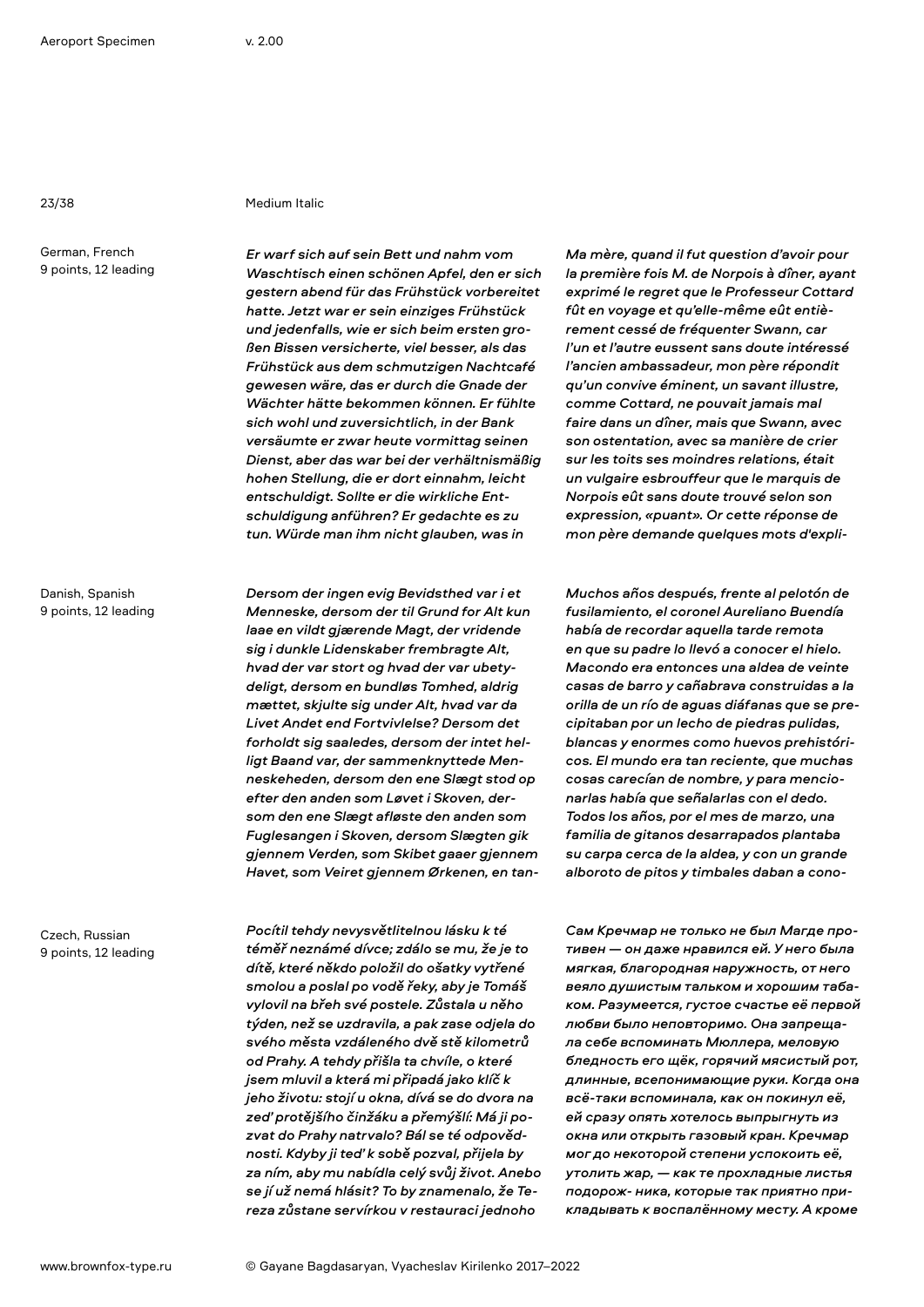Medium Italic

German, French
9 points, 12 leading

*Er warf sich auf sein Bett und nahm vom Waschtisch einen schönen Apfel, den er sich gestern abend für das Frühstück vorbereitet hatte. Jetzt war er sein einziges Frühstück und jedenfalls, wie er sich beim ersten großen Bissen versicherte, viel besser, als das Frühstück aus dem schmutzigen Nachtcafé gewesen wäre, das er durch die Gnade der Wächter hätte bekommen können. Er fühlte sich wohl und zuversichtlich, in der Bank versäumte er zwar heute vormittag seinen Dienst, aber das war bei der verhältnismäßig hohen Stellung, die er dort einnahm, leicht entschuldigt. Sollte er die wirkliche Entschuldigung anführen? Er gedachte es zu tun. Würde man ihm nicht glauben, was in*

*Ma mère, quand il fut question d'avoir pour la première fois M. de Norpois à dîner, ayant exprimé le regret que le Professeur Cottard fût en voyage et qu'elle-même eût entièrement cessé de fréquenter Swann, car l'un et l'autre eussent sans doute intéressé l'ancien ambassadeur, mon père répondit qu'un convive éminent, un savant illustre, comme Cottard, ne pouvait jamais mal faire dans un dîner, mais que Swann, avec son ostentation, avec sa manière de crier sur les toits ses moindres relations, était un vulgaire esbrouffeur que le marquis de Norpois eût sans doute trouvé selon son expression, «puant». Or cette réponse de mon père demande quelques mots d'expli-*

Danish, Spanish
9 points, 12 leading

*Dersom der ingen evig Bevidsthed var i et Menneske, dersom der til Grund for Alt kun laae en vildt gjærende Magt, der vridende sig i dunkle Lidenskaber frembragte Alt, hvad der var stort og hvad der var ubetydeligt, dersom en bundløs Tomhed, aldrig mættet, skjulte sig under Alt, hvad var da Livet Andet end Fortvivlelse? Dersom det forholdt sig saaledes, dersom der intet helligt Baand var, der sammenknyttede Menneskeheden, dersom den ene Slægt stod op efter den anden som Løvet i Skoven, dersom den ene Slægt afløste den anden som Fuglesangen i Skoven, dersom Slægten gik gjennem Verden, som Skibet gaaer gjennem Havet, som Veiret gjennem Ørkenen, en tan-*

*Muchos años después, frente al pelotón de fusilamiento, el coronel Aureliano Buendía había de recordar aquella tarde remota en que su padre lo llevó a conocer el hielo. Macondo era entonces una aldea de veinte casas de barro y cañabrava construidas a la orilla de un río de aguas diáfanas que se precipitaban por un lecho de piedras pulidas, blancas y enormes como huevos prehistóricos. El mundo era tan reciente, que muchas cosas carecían de nombre, y para mencionarlas había que señalarlas con el dedo. Todos los años, por el mes de marzo, una familia de gitanos desarrapados plantaba su carpa cerca de la aldea, y con un grande alboroto de pitos y timbales daban a cono-*

Czech, Russian
9 points, 12 leading

*Pocítil tehdy nevysvětlitelnou lásku k té téměř neznámé dívce; zdálo se mu, že je to dítě, které někdo položil do ošatky vytřené smolou a poslal po vodě řeky, aby je Tomáš vylovil na břeh své postele. Zůstala u něho týden, než se uzdravila, a pak zase odjela do svého města vzdáleného dvě stě kilometrů od Prahy. A tehdy přišla ta chvíle, o které jsem mluvil a která mi připadá jako klíč k jeho životu: stojí u okna, dívá se do dvora na zeď protějšího činžáku a přemýšlí: Má ji pozvat do Prahy natrvalo? Bál se té odpovědnosti. Kdyby ji teď k sobě pozval, přijela by za ním, aby mu nabídla celý svůj život. Anebo se jí už nemá hlásit? To by znamenalo, že Tereza zůstane servírkou v restauraci jednoho*

*Сам Кречмар не только не был Магде противен — он даже нравился ей. У него была мягкая, благородная наружность, от него веяло душистым тальком и хорошим табаком. Разумеется, густое счастье её первой любви было неповторимо. Она запрещала себе вспоминать Мюллера, меловую бледность его щёк, горячий мясистый рот, длинные, всепонимающие руки. Когда она всё-таки вспоминала, как он покинул её, ей сразу опять хотелось выпрыгнуть из окна или открыть газовый кран. Кречмар мог до некоторой степени успокоить её, утолить жар, — как те прохладные листья подорож- ника, которые так приятно прикладывать к воспалённому месту. А кроме*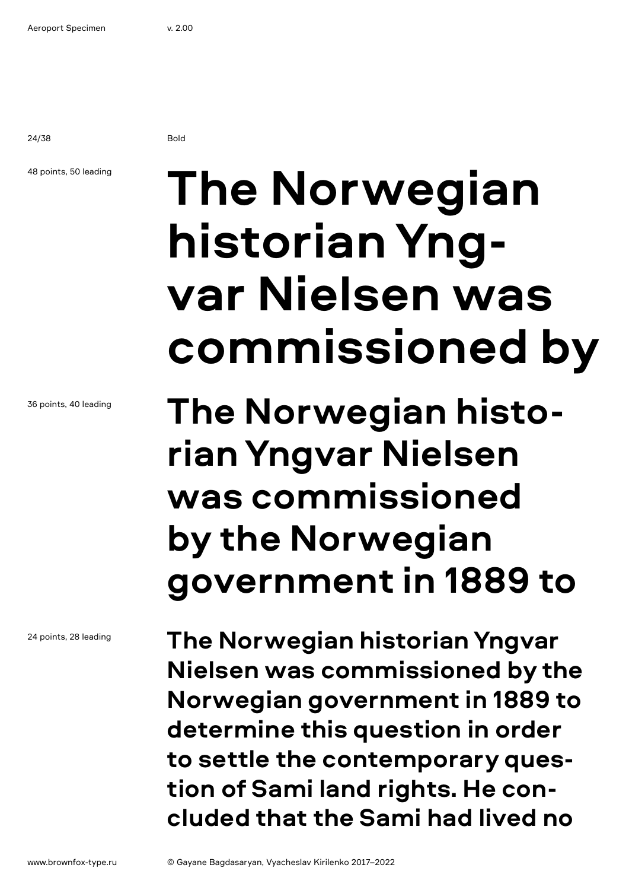Bold

48 points, 50 leading

The Norwegian historian Yngvar Nielsen was commissioned by

36 points, 40 leading

The Norwegian historian Yngvar Nielsen was commissioned by the Norwegian government in 1889 to

24 points, 28 leading

The Norwegian historian Yngvar Nielsen was commissioned by the Norwegian government in 1889 to determine this question in order to settle the contemporary question of Sami land rights. He concluded that the Sami had lived no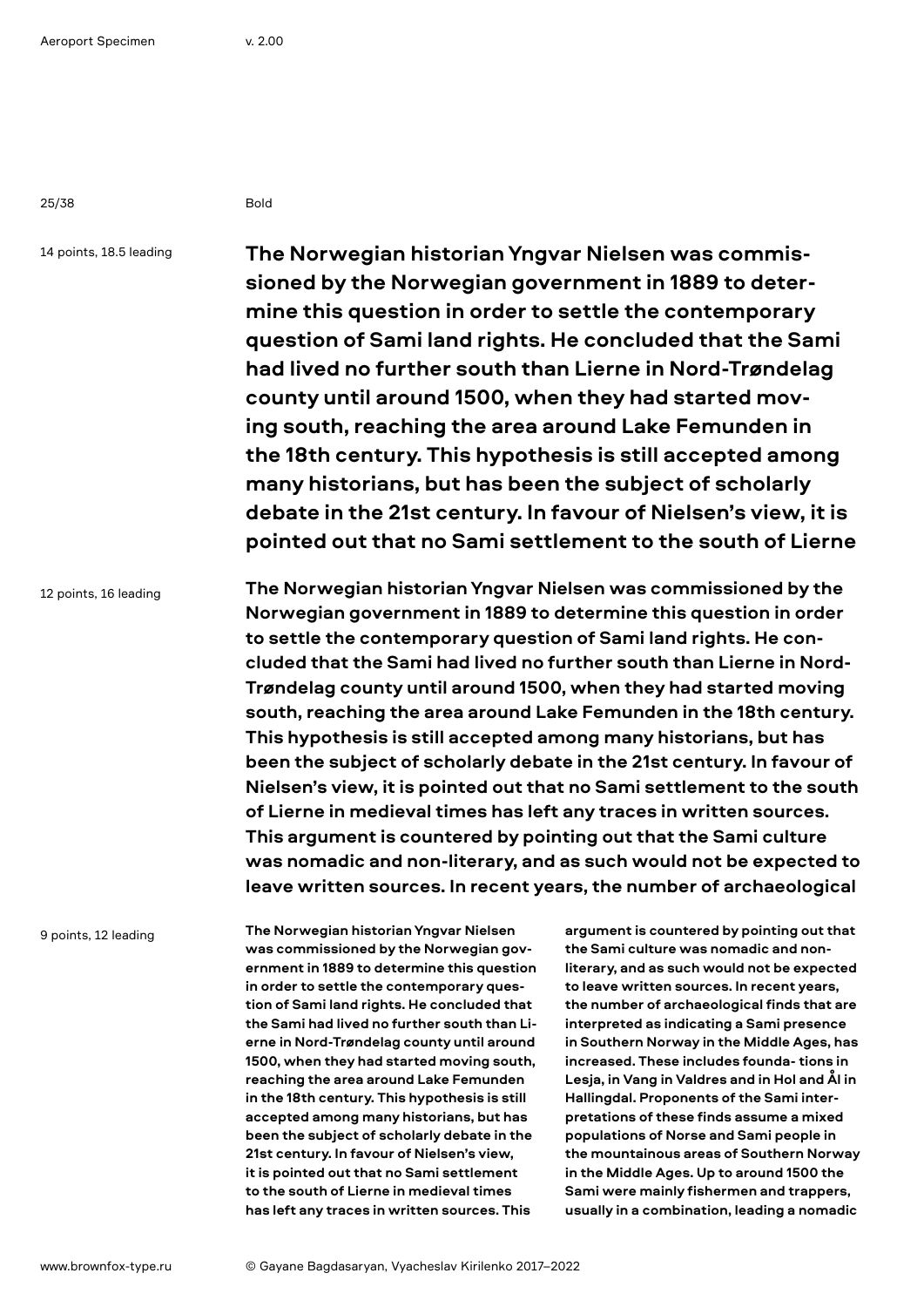Bold

14 points, 18.5 leading

**The Norwegian historian Yngvar Nielsen was commissioned by the Norwegian government in 1889 to determine this question in order to settle the contemporary question of Sami land rights. He concluded that the Sami had lived no further south than Lierne in Nord-Trøndelag county until around 1500, when they had started moving south, reaching the area around Lake Femunden in the 18th century. This hypothesis is still accepted among many historians, but has been the subject of scholarly debate in the 21st century. In favour of Nielsen's view, it is pointed out that no Sami settlement to the south of Lierne**

12 points, 16 leading

**The Norwegian historian Yngvar Nielsen was commissioned by the Norwegian government in 1889 to determine this question in order to settle the contemporary question of Sami land rights. He concluded that the Sami had lived no further south than Lierne in Nord-Trøndelag county until around 1500, when they had started moving south, reaching the area around Lake Femunden in the 18th century. This hypothesis is still accepted among many historians, but has been the subject of scholarly debate in the 21st century. In favour of Nielsen's view, it is pointed out that no Sami settlement to the south of Lierne in medieval times has left any traces in written sources. This argument is countered by pointing out that the Sami culture was nomadic and non-literary, and as such would not be expected to leave written sources. In recent years, the number of archaeological**

9 points, 12 leading

**The Norwegian historian Yngvar Nielsen was commissioned by the Norwegian government in 1889 to determine this question in order to settle the contemporary question of Sami land rights. He concluded that the Sami had lived no further south than Lierne in Nord-Trøndelag county until around 1500, when they had started moving south, reaching the area around Lake Femunden in the 18th century. This hypothesis is still accepted among many historians, but has been the subject of scholarly debate in the 21st century. In favour of Nielsen's view, it is pointed out that no Sami settlement to the south of Lierne in medieval times has left any traces in written sources. This argument is countered by pointing out that the Sami culture was nomadic and non-literary, and as such would not be expected to leave written sources. In recent years, the number of archaeological finds that are interpreted as indicating a Sami presence in Southern Norway in the Middle Ages, has increased. These includes founda- tions in Lesja, in Vang in Valdres and in Hol and Ål in Hallingdal. Proponents of the Sami interpretations of these finds assume a mixed populations of Norse and Sami people in the mountainous areas of Southern Norway in the Middle Ages. Up to around 1500 the Sami were mainly fishermen and trappers, usually in a combination, leading a nomadic**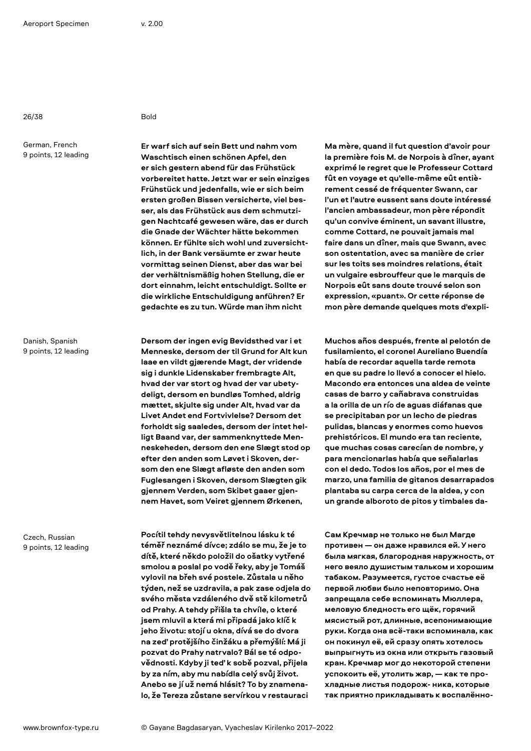Bold

German, French
9 points, 12 leading

**Er warf sich auf sein Bett und nahm vom Waschtisch einen schönen Apfel, den er sich gestern abend für das Frühstück vorbereitet hatte. Jetzt war er sein einziges Frühstück und jedenfalls, wie er sich beim ersten großen Bissen versicherte, viel besser, als das Frühstück aus dem schmutzigen Nachtcafé gewesen wäre, das er durch die Gnade der Wächter hätte bekommen können. Er fühlte sich wohl und zuversichtlich, in der Bank versäumte er zwar heute vormittag seinen Dienst, aber das war bei der verhältnismäßig hohen Stellung, die er dort einnahm, leicht entschuldigt. Sollte er die wirkliche Entschuldigung anführen? Er gedachte es zu tun. Würde man ihm nicht**

**Ma mère, quand il fut question d'avoir pour la première fois M. de Norpois à dîner, ayant exprimé le regret que le Professeur Cottard fût en voyage et qu'elle-même eût entièrement cessé de fréquenter Swann, car l'un et l'autre eussent sans doute intéressé l'ancien ambassadeur, mon père répondit qu'un convive éminent, un savant illustre, comme Cottard, ne pouvait jamais mal faire dans un dîner, mais que Swann, avec son ostentation, avec sa manière de crier sur les toits ses moindres relations, était un vulgaire esbroufeur que le marquis de Norpois eût sans doute trouvé selon son expression, «puant». Or cette réponse de mon père demande quelques mots d'expli-**

Danish, Spanish
9 points, 12 leading

**Dersom der ingen evig Bevidsthed var i et Menneske, dersom der til Grund for Alt kun laae en vildt gjærende Magt, der vridende sig i dunkle Lidenskaber frembragte Alt, hvad der var stort og hvad der var ubetydeligt, dersom en bundløs Tomhed, aldrig mættet, skjulte sig under Alt, hvad var da Livet Andet end Fortvivlelse? Dersom det forholdt sig saaledes, dersom der intet helligt Baand var, der sammenknyttede Menneskeheden, dersom den ene Slægt stod op efter den anden som Løvet i Skoven, dersom den ene Slægt afløste den anden som Fuglesangen i Skoven, dersom Slægten gik gjennem Verden, som Skibet gaaer gjennem Havet, som Veiret gjennem Ørkenen,**

**Muchos años después, frente al pelotón de fusilamiento, el coronel Aureliano Buendía había de recordar aquella tarde remota en que su padre lo llevó a conocer el hielo. Macondo era entonces una aldea de veinte casas de barro y cañabrava construidas a la orilla de un río de aguas diáfanas que se precipitaban por un lecho de piedras pulidas, blancas y enormes como huevos prehistóricos. El mundo era tan reciente, que muchas cosas carecían de nombre, y para mencionarlas había que señalarlas con el dedo. Todos los años, por el mes de marzo, una familia de gitanos desarrapados plantaba su carpa cerca de la aldea, y con un grande alboroto de pitos y timbales da-**

Czech, Russian
9 points, 12 leading

**Pocítil tehdy nevysvětlitelnou lásku k té téměř neznámé dívce; zdálo se mu, že je to dítě, které někdo položil do ošatky vytřené smolou a poslal po vodě řeky, aby je Tomáš vylovil na břeh své postele. Zůstala u něho týden, než se uzdravila, a pak zase odjela do svého města vzdáleného dvě stě kilometrů od Prahy. A tehdy přišla ta chvíle, o které jsem mluvil a která mi připadá jako klíč k jeho životu: stojí u okna, dívá se do dvora na zeď protějšího činžáku a přemýšlí: Má ji pozvat do Prahy natrvalo? Bál se té odpovědnosti. Kdyby ji teď k sobě pozval, přijela by za ním, aby mu nabídla celý svůj život. Anebo se jí už nemá hlásit? To by znamenalo, že Tereza zůstane servírkou v restauraci**

**Сам Кречмар не только не был Магде противен — он даже нравился ей. У него была мягкая, благородная наружность, от него веяло душистым тальком и хорошим табаком. Разумеется, густое счастье её первой любви было неповторимо. Она запрещала себе вспоминать Мюллера, меловую бледность его щёк, горячий мясистый рот, длинные, всепонимающие руки. Когда она всё-таки вспоминала, как он покинул её, ей сразу опять хотелось выпрыгнуть из окна или открыть газовый кран. Кречмар мог до некоторой степени успокоить её, утолить жар, — как те прохладные листья подорож- ника, которые так приятно прикладывать к воспалённо-**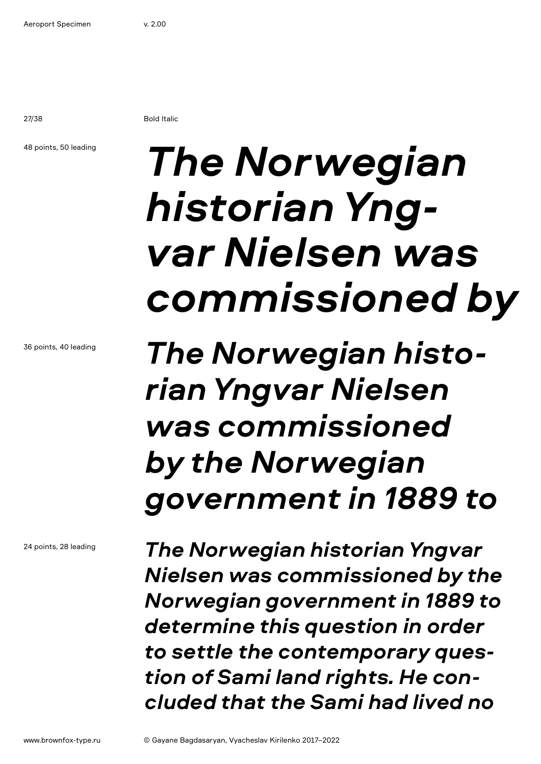Bold Italic

48 points, 50 leading

***The Norwegian historian Yng-var Nielsen was commissioned by***

36 points, 40 leading

***The Norwegian histo-rian Yngvar Nielsen was commissioned by the Norwegian government in 1889 to***

24 points, 28 leading

***The Norwegian historian Yngvar Nielsen was commissioned by the Norwegian government in 1889 to determine this question in order to settle the contemporary ques-tion of Sami land rights. He con-cluded that the Sami had lived no***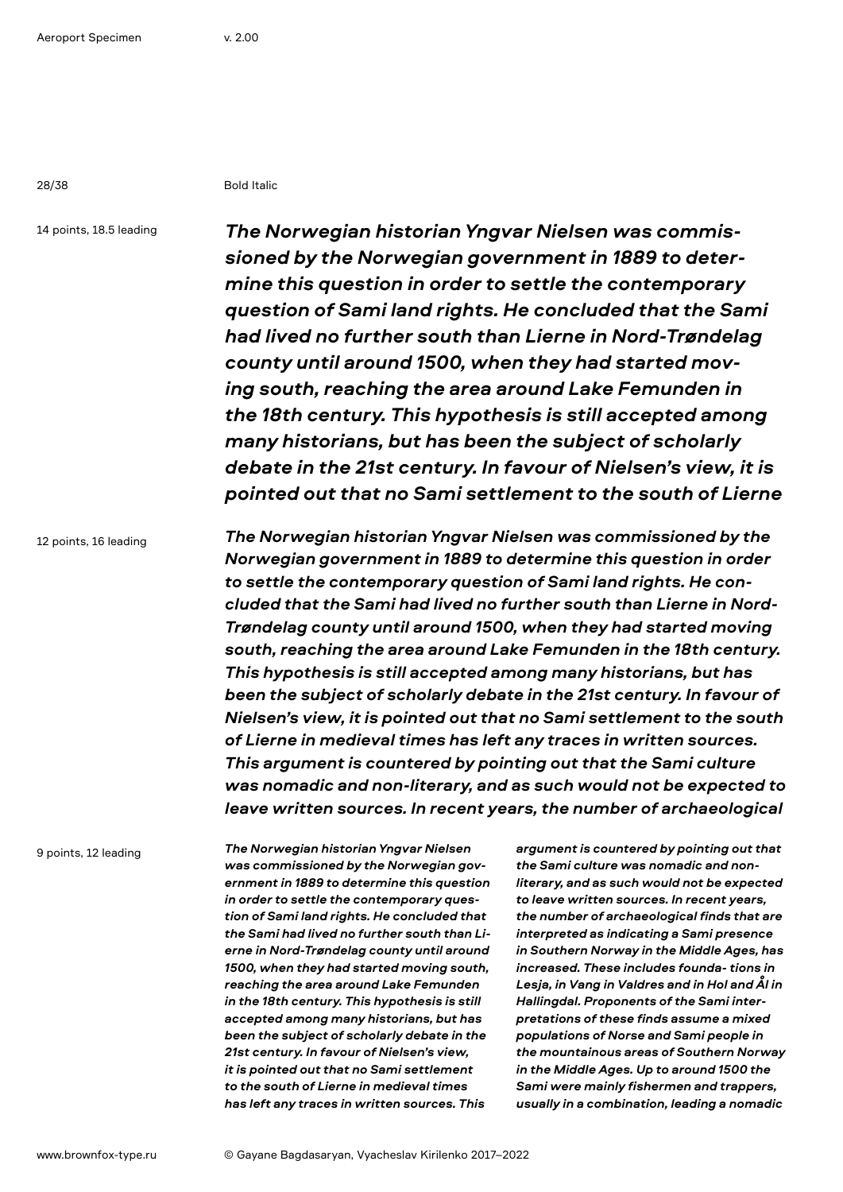Bold Italic

14 points, 18.5 leading

***The Norwegian historian Yngvar Nielsen was commissioned by the Norwegian government in 1889 to determine this question in order to settle the contemporary question of Sami land rights. He concluded that the Sami had lived no further south than Lierne in Nord-Trøndelag county until around 1500, when they had started moving south, reaching the area around Lake Femunden in the 18th century. This hypothesis is still accepted among many historians, but has been the subject of scholarly debate in the 21st century. In favour of Nielsen's view, it is pointed out that no Sami settlement to the south of Lierne***

12 points, 16 leading

***The Norwegian historian Yngvar Nielsen was commissioned by the Norwegian government in 1889 to determine this question in order to settle the contemporary question of Sami land rights. He concluded that the Sami had lived no further south than Lierne in Nord-Trøndelag county until around 1500, when they had started moving south, reaching the area around Lake Femunden in the 18th century. This hypothesis is still accepted among many historians, but has been the subject of scholarly debate in the 21st century. In favour of Nielsen's view, it is pointed out that no Sami settlement to the south of Lierne in medieval times has left any traces in written sources. This argument is countered by pointing out that the Sami culture was nomadic and non-literary, and as such would not be expected to leave written sources. In recent years, the number of archaeological***

9 points, 12 leading

***The Norwegian historian Yngvar Nielsen was commissioned by the Norwegian government in 1889 to determine this question in order to settle the contemporary question of Sami land rights. He concluded that the Sami had lived no further south than Lierne in Nord-Trøndelag county until around 1500, when they had started moving south, reaching the area around Lake Femunden in the 18th century. This hypothesis is still accepted among many historians, but has been the subject of scholarly debate in the 21st century. In favour of Nielsen's view, it is pointed out that no Sami settlement to the south of Lierne in medieval times has left any traces in written sources. This argument is countered by pointing out that the Sami culture was nomadic and non-literary, and as such would not be expected to leave written sources. In recent years, the number of archaeological finds that are interpreted as indicating a Sami presence in Southern Norway in the Middle Ages, has increased. These includes founda- tions in Lesja, in Vang in Valdres and in Hol and Ål in Hallingdal. Proponents of the Sami interpretations of these finds assume a mixed populations of Norse and Sami people in the mountainous areas of Southern Norway in the Middle Ages. Up to around 1500 the Sami were mainly fishermen and trappers, usually in a combination, leading a nomadic***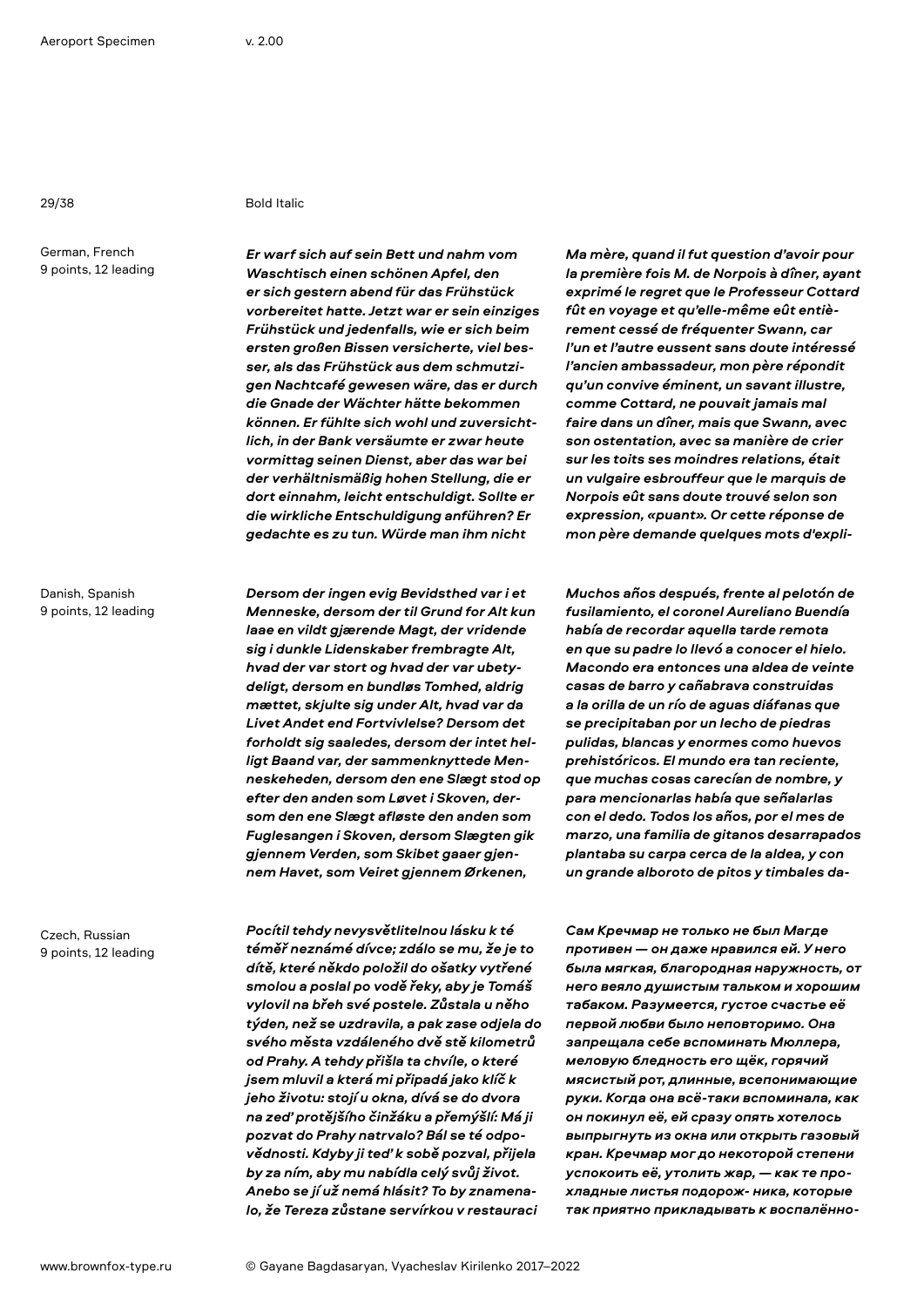Bold Italic

German, French
9 points, 12 leading

*Er warf sich auf sein Bett und nahm vom Waschtisch einen schönen Apfel, den er sich gestern abend für das Frühstück vorbereitet hatte. Jetzt war er sein einziges Frühstück und jedenfalls, wie er sich beim ersten großen Bissen versicherte, viel besser, als das Frühstück aus dem schmutzigen Nachtcafé gewesen wäre, das er durch die Gnade der Wächter hätte bekommen können. Er fühlte sich wohl und zuversichtlich, in der Bank versäumte er zwar heute vormittag seinen Dienst, aber das war bei der verhältnismäßig hohen Stellung, die er dort einnahm, leicht entschuldigt. Sollte er die wirkliche Entschuldigung anführen? Er gedachte es zu tun. Würde man ihm nicht*

*Ma mère, quand il fut question d'avoir pour la première fois M. de Norpois à dîner, ayant exprimé le regret que le Professeur Cottard fût en voyage et qu'elle-même eût entièrement cessé de fréquenter Swann, car l'un et l'autre eussent sans doute intéressé l'ancien ambassadeur, mon père répondit qu'un convive éminent, un savant illustre, comme Cottard, ne pouvait jamais mal faire dans un dîner, mais que Swann, avec son ostentation, avec sa manière de crier sur les toits ses moindres relations, était un vulgaire esbrouffeur que le marquis de Norpois eût sans doute trouvé selon son expression, «puant». Or cette réponse de mon père demande quelques mots d'expli-*

Danish, Spanish
9 points, 12 leading

*Dersom der ingen evig Bevidsthed var i et Menneske, dersom der til Grund for Alt kun laae en vildt gjærende Magt, der vridende sig i dunkle Lidenskaber frembragte Alt, hvad der var stort og hvad der var ubetydeligt, dersom en bundløs Tomhed, aldrig mættet, skjulte sig under Alt, hvad var da Livet Andet end Fortvivlelse? Dersom det forholdt sig saaledes, dersom der intet helligt Baand var, der sammenknyttede Menneskeheden, dersom den ene Slægt stod op efter den anden som Løvet i Skoven, dersom den ene Slægt afløste den anden som Fuglesangen i Skoven, dersom Slægten gik gjennem Verden, som Skibet gaaer gjennem Havet, som Veiret gjennem Ørkenen,*

*Muchos años después, frente al pelotón de fusilamiento, el coronel Aureliano Buendía había de recordar aquella tarde remota en que su padre lo llevó a conocer el hielo. Macondo era entonces una aldea de veinte casas de barro y cañabrava construidas a la orilla de un río de aguas diáfanas que se precipitaban por un lecho de piedras pulidas, blancas y enormes como huevos prehistóricos. El mundo era tan reciente, que muchas cosas carecían de nombre, y para mencionarlas había que señalarlas con el dedo. Todos los años, por el mes de marzo, una familia de gitanos desarrapados plantaba su carpa cerca de la aldea, y con un grande alboroto de pitos y timbales da-*

Czech, Russian
9 points, 12 leading

*Pocítil tehdy nevysvětlitelnou lásku k té téměř neznámé dívce; zdálo se mu, že je to dítě, které někdo položil do ošatky vytřené smolou a poslal po vodě řeky, aby je Tomáš vylovil na břeh své postele. Zůstala u něho týden, než se uzdravila, a pak zase odjela do svého města vzdáleného dvě stě kilometrů od Prahy. A tehdy přišla ta chvíle, o které jsem mluvil a která mi připadá jako klíč k jeho životu: stojí u okna, dívá se do dvora na zeď protějšího činžáku a přemýšlí: Má ji pozvat do Prahy natrvalo? Bál se té odpovědnosti. Kdyby ji teď k sobě pozval, přijela by za ním, aby mu nabídla celý svůj život. Anebo se jí už nemá hlásit? To by znamenalo, že Tereza zůstane servírkou v restauraci*

*Сам Кречмар не только не был Магде противен — он даже нравился ей. У него была мягкая, благородная наружность, от него веяло душистым тальком и хорошим табаком. Разумеется, густое счастье её первой любви было неповторимо. Она запрещала себе вспоминать Мюллера, меловую бледность его щёк, горячий мясистый рот, длинные, всепонимающие руки. Когда она всё-таки вспоминала, как он покинул её, ей сразу опять хотелось выпрыгнуть из окна или открыть газовый кран. Кречмар мог до некоторой степени успокоить её, утолить жар, — как те прохладные листья подорож- ника, которые так приятно прикладывать к воспалённо-*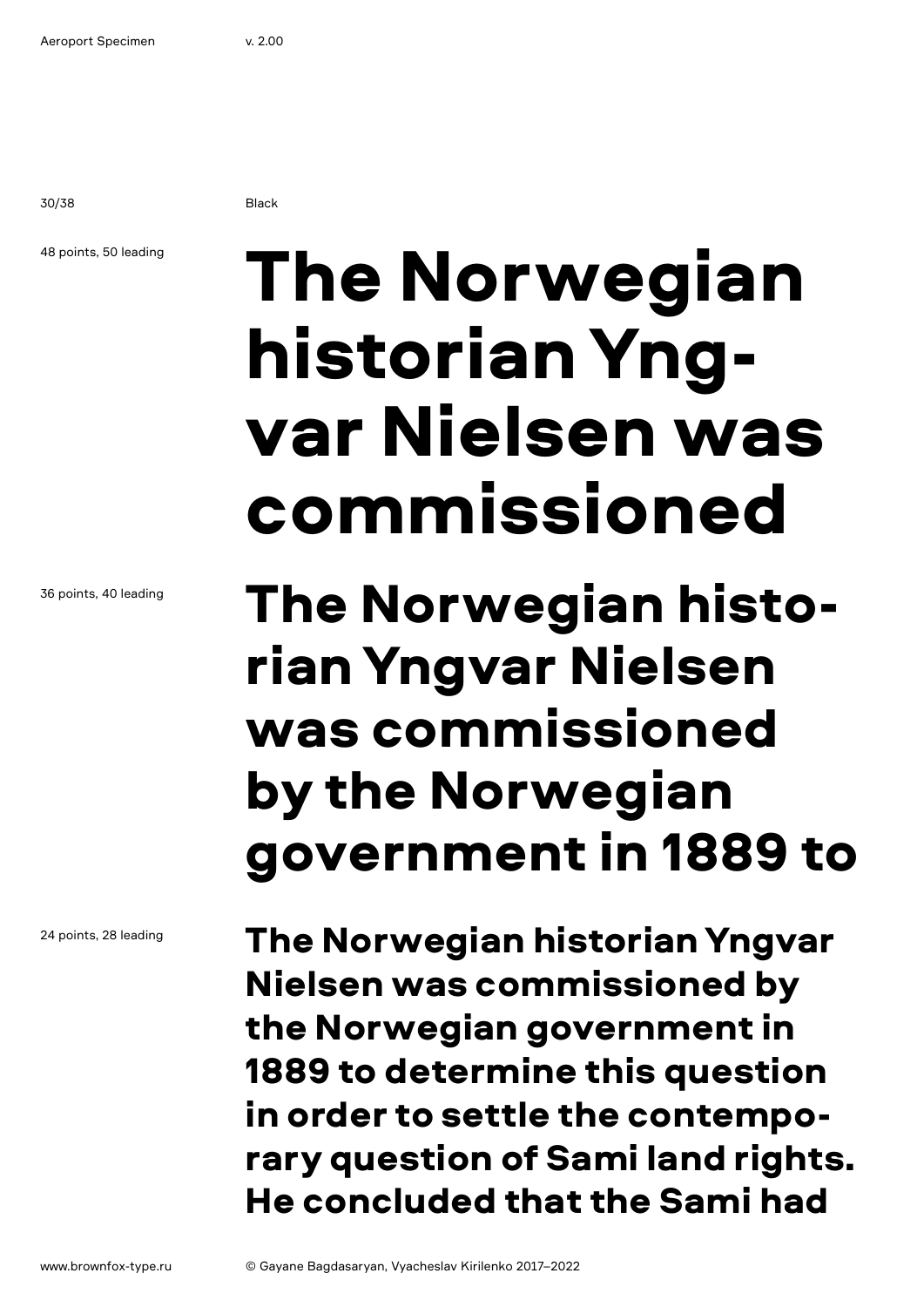Black

48 points, 50 leading

**The Norwegian historian Yng-var Nielsen was commissioned**

36 points, 40 leading

**The Norwegian histo-rian Yngvar Nielsen was commissioned by the Norwegian government in 1889 to**

24 points, 28 leading

**The Norwegian historian Yngvar Nielsen was commissioned by the Norwegian government in 1889 to determine this question in order to settle the contempo-rary question of Sami land rights. He concluded that the Sami had**

www.brownfox-type.ru

© Gayane Bagdasaryan, Vyacheslav Kirilenko 2017–2022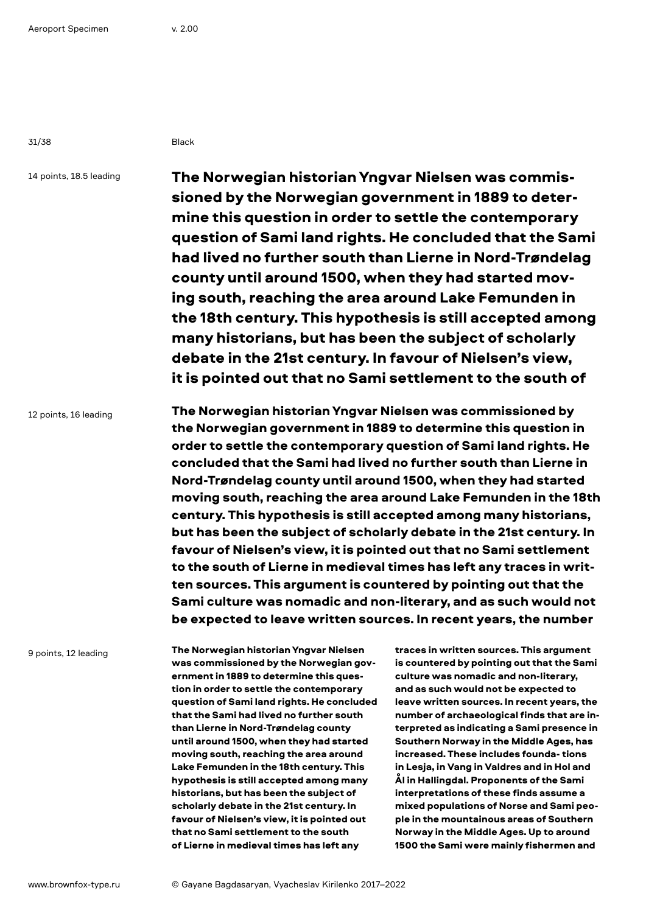Black

14 points, 18.5 leading

**The Norwegian historian Yngvar Nielsen was commissioned by the Norwegian government in 1889 to determine this question in order to settle the contemporary question of Sami land rights. He concluded that the Sami had lived no further south than Lierne in Nord-Trøndelag county until around 1500, when they had started moving south, reaching the area around Lake Femunden in the 18th century. This hypothesis is still accepted among many historians, but has been the subject of scholarly debate in the 21st century. In favour of Nielsen's view, it is pointed out that no Sami settlement to the south of**

12 points, 16 leading

**The Norwegian historian Yngvar Nielsen was commissioned by the Norwegian government in 1889 to determine this question in order to settle the contemporary question of Sami land rights. He concluded that the Sami had lived no further south than Lierne in Nord-Trøndelag county until around 1500, when they had started moving south, reaching the area around Lake Femunden in the 18th century. This hypothesis is still accepted among many historians, but has been the subject of scholarly debate in the 21st century. In favour of Nielsen's view, it is pointed out that no Sami settlement to the south of Lierne in medieval times has left any traces in written sources. This argument is countered by pointing out that the Sami culture was nomadic and non-literary, and as such would not be expected to leave written sources. In recent years, the number**

9 points, 12 leading

**The Norwegian historian Yngvar Nielsen was commissioned by the Norwegian government in 1889 to determine this question in order to settle the contemporary question of Sami land rights. He concluded that the Sami had lived no further south than Lierne in Nord-Trøndelag county until around 1500, when they had started moving south, reaching the area around Lake Femunden in the 18th century. This hypothesis is still accepted among many historians, but has been the subject of scholarly debate in the 21st century. In favour of Nielsen's view, it is pointed out that no Sami settlement to the south of Lierne in medieval times has left any traces in written sources. This argument is countered by pointing out that the Sami culture was nomadic and non-literary, and as such would not be expected to leave written sources. In recent years, the number of archaeological finds that are interpreted as indicating a Sami presence in Southern Norway in the Middle Ages, has increased. These includes founda- tions in Lesja, in Vang in Valdres and in Hol and Ål in Hallingdal. Proponents of the Sami interpretations of these finds assume a mixed populations of Norse and Sami people in the mountainous areas of Southern Norway in the Middle Ages. Up to around 1500 the Sami were mainly fishermen and**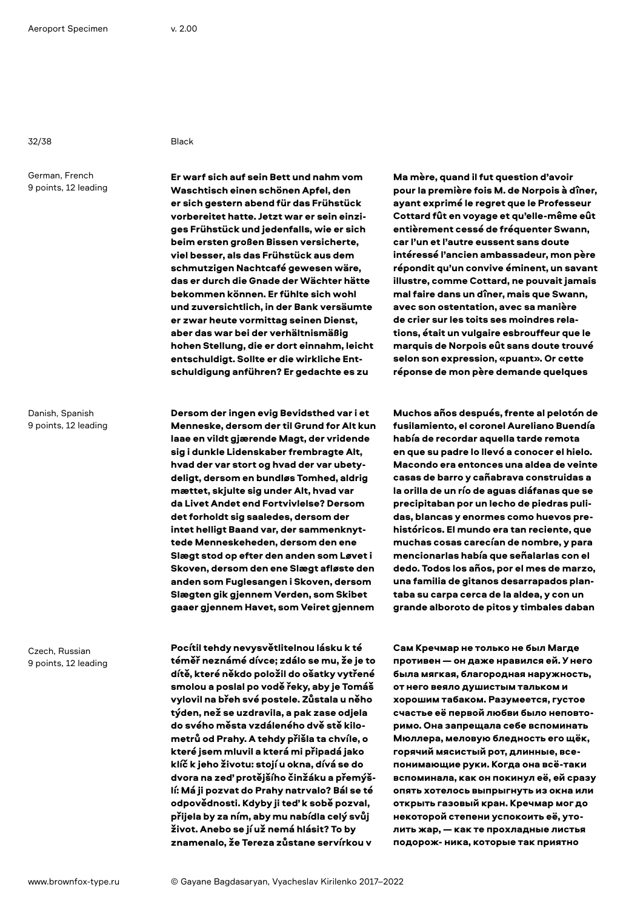Black

German, French
9 points, 12 leading

**Er warf sich auf sein Bett und nahm vom Waschtisch einen schönen Apfel, den er sich gestern abend für das Frühstück vorbereitet hatte. Jetzt war er sein einziges Frühstück und jedenfalls, wie er sich beim ersten großen Bissen versicherte, viel besser, als das Frühstück aus dem schmutzigen Nachtcafé gewesen wäre, das er durch die Gnade der Wächter hätte bekommen können. Er fühlte sich wohl und zuversichtlich, in der Bank versäumte er zwar heute vormittag seinen Dienst, aber das war bei der verhältnismäßig hohen Stellung, die er dort einnahm, leicht entschuldigt. Sollte er die wirkliche Entschuldigung anführen? Er gedachte es zu**

**Ma mère, quand il fut question d'avoir pour la première fois M. de Norpois à dîner, ayant exprimé le regret que le Professeur Cottard fût en voyage et qu'elle-même eût entièrement cessé de fréquenter Swann, car l'un et l'autre eussent sans doute intéressé l'ancien ambassadeur, mon père répondit qu'un convive éminent, un savant illustre, comme Cottard, ne pouvait jamais mal faire dans un dîner, mais que Swann, avec son ostentation, avec sa manière de crier sur les toits ses moindres relations, était un vulgaire esbrouffeur que le marquis de Norpois eût sans doute trouvé selon son expression, «puant». Or cette réponse de mon père demande quelques**

Danish, Spanish
9 points, 12 leading

**Dersom der ingen evig Bevidsthed var i et Menneske, dersom der til Grund for Alt kun laae en vildt gjærende Magt, der vridende sig i dunkle Lidenskaber frembragte Alt, hvad der var stort og hvad der var ubetydeligt, dersom en bundløs Tomhed, aldrig mættet, skjulte sig under Alt, hvad var da Livet Andet end Fortvivlelse? Dersom det forholdt sig saaledes, dersom der intet helligt Baand var, der sammenknyttede Menneskeheden, dersom den ene Slægt stod op efter den anden som Løvet i Skoven, dersom den ene Slægt afløste den anden som Fuglesangen i Skoven, dersom Slægten gik gjennem Verden, som Skibet gaaer gjennem Havet, som Veiret gjennem**

**Muchos años después, frente al pelotón de fusilamiento, el coronel Aureliano Buendía había de recordar aquella tarde remota en que su padre lo llevó a conocer el hielo. Macondo era entonces una aldea de veinte casas de barro y cañabrava construidas a la orilla de un río de aguas diáfanas que se precipitaban por un lecho de piedras pulidas, blancas y enormes como huevos prehistóricos. El mundo era tan reciente, que muchas cosas carecían de nombre, y para mencionarlas había que señalarlas con el dedo. Todos los años, por el mes de marzo, una familia de gitanos desarrapados plantaba su carpa cerca de la aldea, y con un grande alboroto de pitos y timbales daban**

Czech, Russian
9 points, 12 leading

**Pocítil tehdy nevysvětlitelnou lásku k té téměř neznámé dívce; zdálo se mu, že je to dítě, které někdo položil do ošatky vytřené smolou a poslal po vodě řeky, aby je Tomáš vylovil na břeh své postele. Zůstala u něho týden, než se uzdravila, a pak zase odjela do svého města vzdáleného dvě stě kilometrů od Prahy. A tehdy přišla ta chvíle, o které jsem mluvil a která mi připadá jako klíč k jeho životu: stojí u okna, dívá se do dvora na zeď protějšího činžáku a přemýšlí: Má ji pozvat do Prahy natrvalo? Bál se té odpovědnosti. Kdyby ji teď k sobě pozval, přijela by za ním, aby mu nabídla celý svůj život. Anebo se jí už nemá hlásit? To by znamenalo, že Tereza zůstane servírkou v**

**Сам Кречмар не только не был Магде противен — он даже нравился ей. У него была мягкая, благородная наружность, от него веяло душистым тальком и хорошим табаком. Разумеется, густое счастье её первой любви было неповторимо. Она запрещала себе вспоминать Мюллера, меловую бледность его щёк, горячий мясистый рот, длинные, всепонимающие руки. Когда она всё-таки вспоминала, как он покинул её, ей сразу опять хотелось выпрыгнуть из окна или открыть газовый кран. Кречмар мог до некоторой степени успокоить её, утолить жар, — как те прохладные листья подорож- ника, которые так приятно**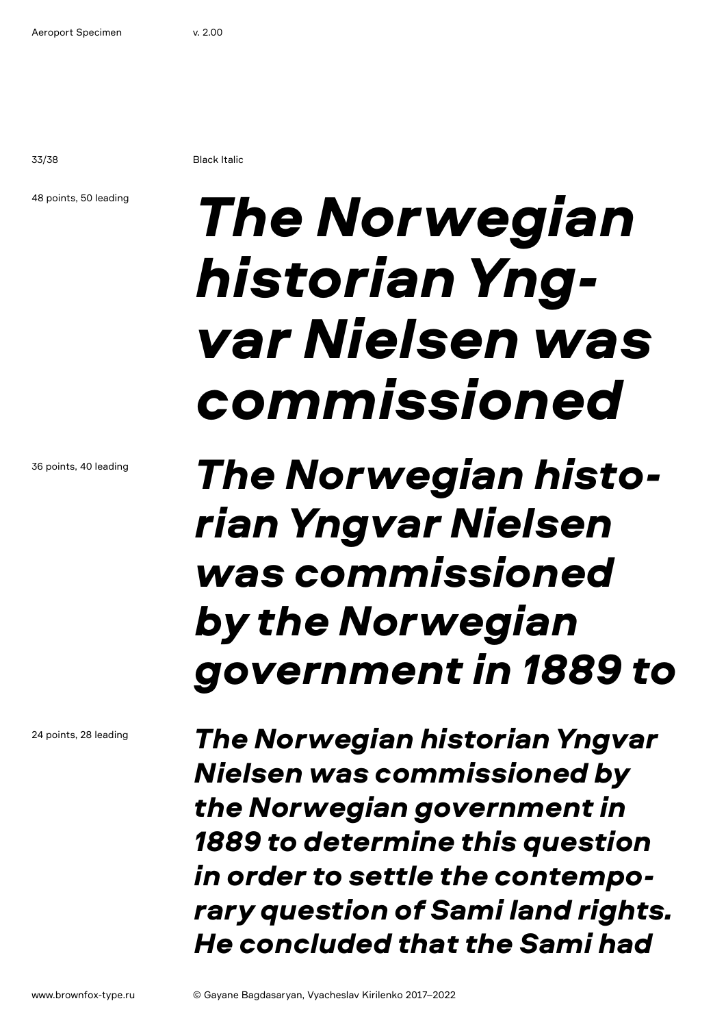Black Italic

48 points, 50 leading

***The Norwegian historian Yng-var Nielsen was commissioned***

36 points, 40 leading

***The Norwegian histo-rian Yngvar Nielsen was commissioned by the Norwegian government in 1889 to***

24 points, 28 leading

***The Norwegian historian Yngvar Nielsen was commissioned by the Norwegian government in 1889 to determine this question in order to settle the contempo-rary question of Sami land rights. He concluded that the Sami had***

www.brownfox-type.ru

© Gayane Bagdasaryan, Vyacheslav Kirilenko 2017–2022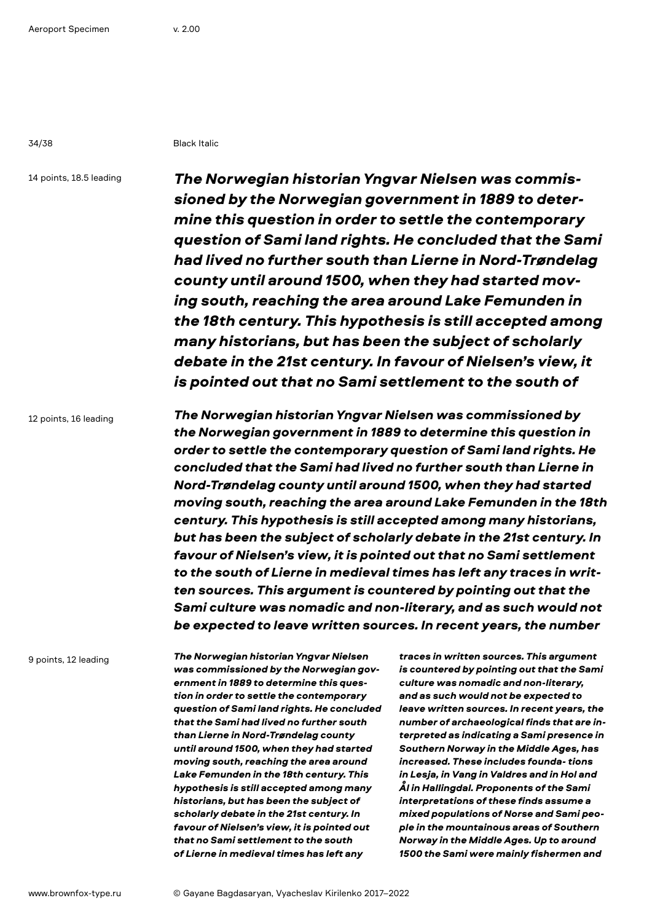Black Italic

14 points, 18.5 leading

***The Norwegian historian Yngvar Nielsen was commissioned by the Norwegian government in 1889 to determine this question in order to settle the contemporary question of Sami land rights. He concluded that the Sami had lived no further south than Lierne in Nord-Trøndelag county until around 1500, when they had started moving south, reaching the area around Lake Femunden in the 18th century. This hypothesis is still accepted among many historians, but has been the subject of scholarly debate in the 21st century. In favour of Nielsen's view, it is pointed out that no Sami settlement to the south of***

12 points, 16 leading

***The Norwegian historian Yngvar Nielsen was commissioned by the Norwegian government in 1889 to determine this question in order to settle the contemporary question of Sami land rights. He concluded that the Sami had lived no further south than Lierne in Nord-Trøndelag county until around 1500, when they had started moving south, reaching the area around Lake Femunden in the 18th century. This hypothesis is still accepted among many historians, but has been the subject of scholarly debate in the 21st century. In favour of Nielsen's view, it is pointed out that no Sami settlement to the south of Lierne in medieval times has left any traces in written sources. This argument is countered by pointing out that the Sami culture was nomadic and non-literary, and as such would not be expected to leave written sources. In recent years, the number***

9 points, 12 leading

***The Norwegian historian Yngvar Nielsen was commissioned by the Norwegian government in 1889 to determine this question in order to settle the contemporary question of Sami land rights. He concluded that the Sami had lived no further south than Lierne in Nord-Trøndelag county until around 1500, when they had started moving south, reaching the area around Lake Femunden in the 18th century. This hypothesis is still accepted among many historians, but has been the subject of scholarly debate in the 21st century. In favour of Nielsen's view, it is pointed out that no Sami settlement to the south of Lierne in medieval times has left any traces in written sources. This argument is countered by pointing out that the Sami culture was nomadic and non-literary, and as such would not be expected to leave written sources. In recent years, the number of archaeological finds that are interpreted as indicating a Sami presence in Southern Norway in the Middle Ages, has increased. These includes founda- tions in Lesja, in Vang in Valdres and in Hol and Ål in Hallingdal. Proponents of the Sami interpretations of these finds assume a mixed populations of Norse and Sami people in the mountainous areas of Southern Norway in the Middle Ages. Up to around 1500 the Sami were mainly fishermen and***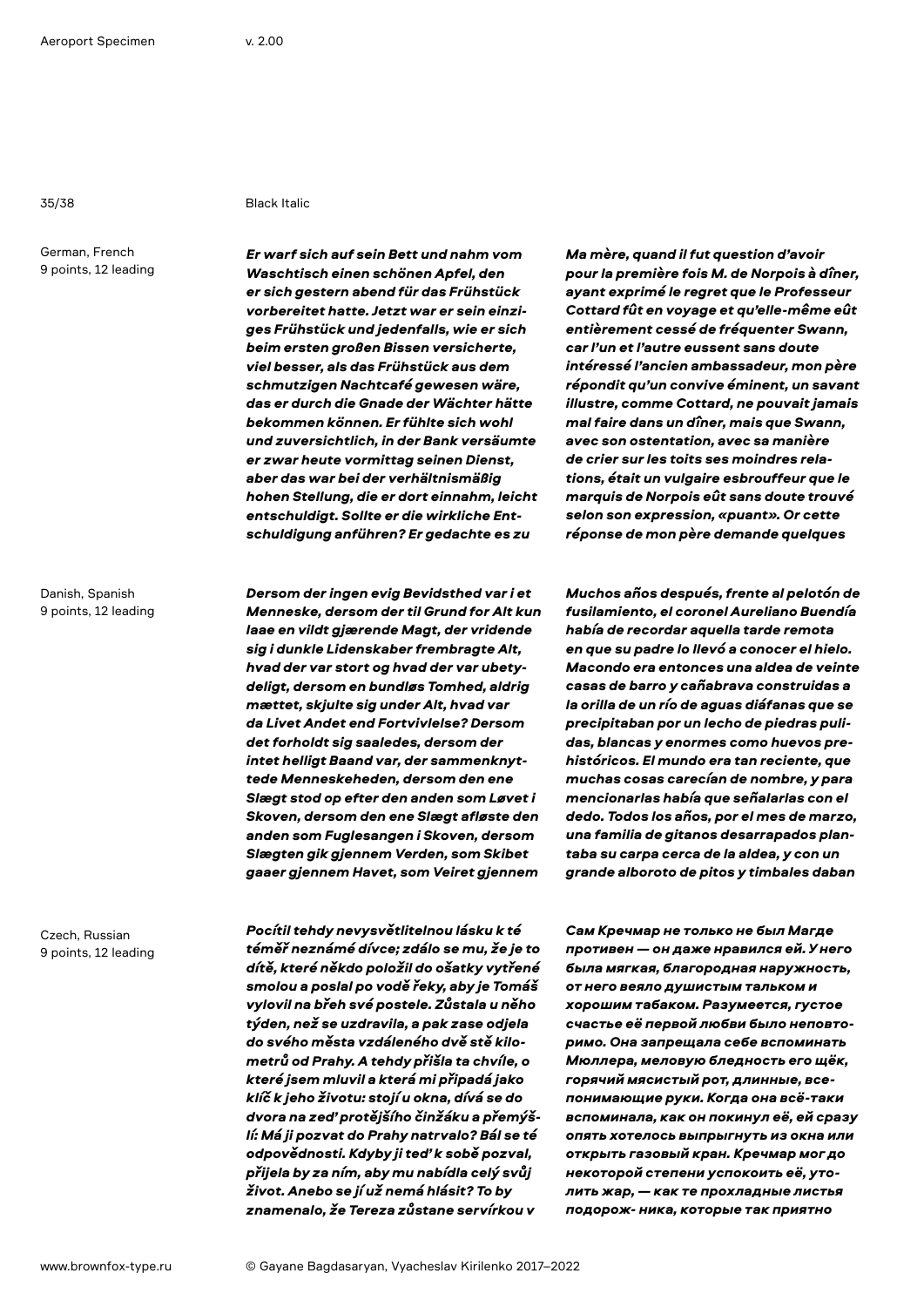Black Italic

German, French
9 points, 12 leading

*Er warf sich auf sein Bett und nahm vom Waschtisch einen schönen Apfel, den er sich gestern abend für das Frühstück vorbereitet hatte. Jetzt war er sein einziges Frühstück und jedenfalls, wie er sich beim ersten großen Bissen versicherte, viel besser, als das Frühstück aus dem schmutzigen Nachtcafé gewesen wäre, das er durch die Gnade der Wächter hätte bekommen können. Er fühlte sich wohl und zuversichtlich, in der Bank versäumte er zwar heute vormittag seinen Dienst, aber das war bei der verhältnismäßig hohen Stellung, die er dort einnahm, leicht entschuldigt. Sollte er die wirkliche Entschuldigung anführen? Er gedachte es zu*

*Ma mère, quand il fut question d'avoir pour la première fois M. de Norpois à dîner, ayant exprimé le regret que le Professeur Cottard fût en voyage et qu'elle-même eût entièrement cessé de fréquenter Swann, car l'un et l'autre eussent sans doute intéressé l'ancien ambassadeur, mon père répondit qu'un convive éminent, un savant illustre, comme Cottard, ne pouvait jamais mal faire dans un dîner, mais que Swann, avec son ostentation, avec sa manière de crier sur les toits ses moindres relations, était un vulgaire esbrouffeur que le marquis de Norpois eût sans doute trouvé selon son expression, «puant». Or cette réponse de mon père demande quelques*

Danish, Spanish
9 points, 12 leading

*Dersom der ingen evig Bevidsthed var i et Menneske, dersom der til Grund for Alt kun laae en vildt gjærende Magt, der vridende sig i dunkle Lidenskaber frembragte Alt, hvad der var stort og hvad der var ubetydeligt, dersom en bundløs Tomhed, aldrig mættet, skjulte sig under Alt, hvad var da Livet Andet end Fortvivlelse? Dersom det forholdt sig saaledes, dersom der intet helligt Baand var, der sammenknyttede Menneskeheden, dersom den ene Slægt stod op efter den anden som Løvet i Skoven, dersom den ene Slægt afløste den anden som Fuglesangen i Skoven, dersom Slægten gik gjennem Verden, som Skibet gaaer gjennem Havet, som Veiret gjennem*

*Muchos años después, frente al pelotón de fusilamiento, el coronel Aureliano Buendía había de recordar aquella tarde remota en que su padre lo llevó a conocer el hielo. Macondo era entonces una aldea de veinte casas de barro y cañabrava construidas a la orilla de un río de aguas diáfanas que se precipitaban por un lecho de piedras pulidas, blancas y enormes como huevos prehistóricos. El mundo era tan reciente, que muchas cosas carecían de nombre, y para mencionarlas había que señalarlas con el dedo. Todos los años, por el mes de marzo, una familia de gitanos desarrapados plantaba su carpa cerca de la aldea, y con un grande alboroto de pitos y timbales daban*

Czech, Russian
9 points, 12 leading

*Pocítil tehdy nevysvětlitelnou lásku k té téměř neznámé dívce; zdálo se mu, že je to dítě, které někdo položil do ošatky vytřené smolou a poslal po vodě řeky, aby je Tomáš vylovil na břeh své postele. Zůstala u něho týden, než se uzdravila, a pak zase odjela do svého města vzdáleného dvě stě kilometrů od Prahy. A tehdy přišla ta chvíle, o které jsem mluvil a která mi připadá jako klíč k jeho životu: stojí u okna, dívá se do dvora na zeď protějšího činžáku a přemýšlí: Má ji pozvat do Prahy natrvalo? Bál se té odpovědnosti. Kdyby ji teď k sobě pozval, přijela by za ním, aby mu nabídla celý svůj život. Anebo se jí už nemá hlásit? To by znamenalo, že Tereza zůstane servírkou v*

*Сам Кречмар не только не был Магде противен — он даже нравился ей. У него была мягкая, благородная наружность, от него веяло душистым тальком и хорошим табаком. Разумеется, густое счастье её первой любви было неповторимо. Она запрещала себе вспоминать Мюллера, меловую бледность его щёк, горячий мясистый рот, длинные, всепонимающие руки. Когда она всё-таки вспоминала, как он покинул её, ей сразу опять хотелось выпрыгнуть из окна или открыть газовый кран. Кречмар мог до некоторой степени успокоить её, утолить жар, — как те прохладные листья подорож- ника, которые так приятно*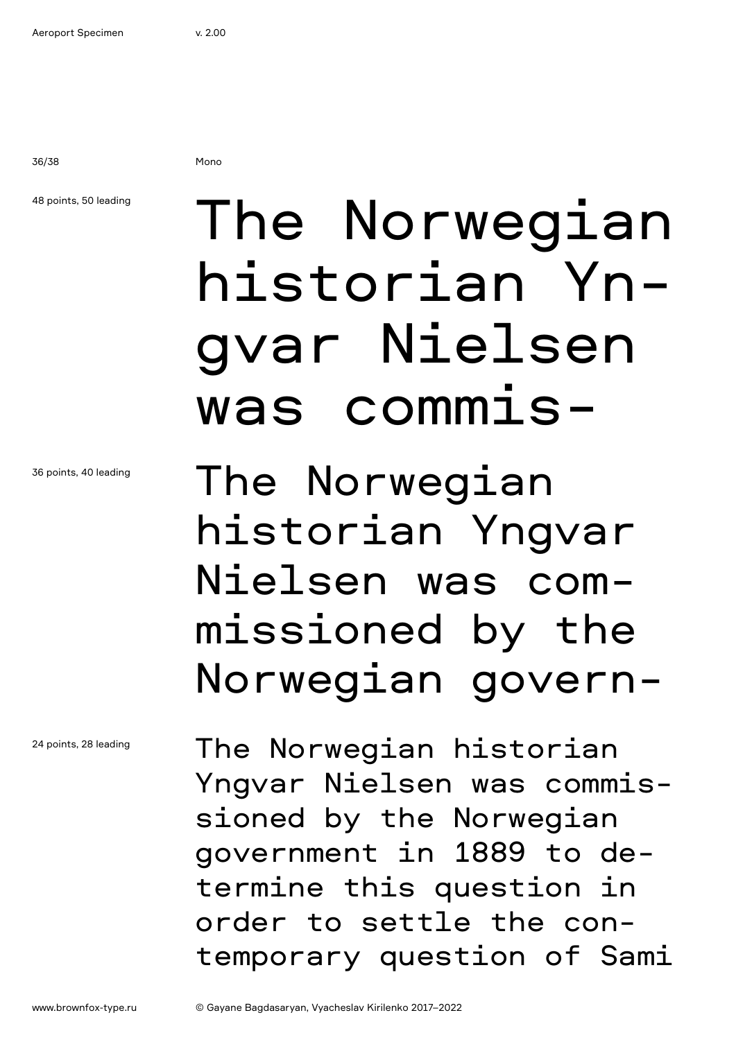Mono

48 points, 50 leading

The Norwegian historian Yn-gvar Nielsen was commis-

36 points, 40 leading

The Norwegian historian Yngvar Nielsen was com-missioned by the Norwegian govern-

24 points, 28 leading

The Norwegian historian Yngvar Nielsen was commis-sioned by the Norwegian government in 1889 to de-termine this question in order to settle the con-temporary question of Sami

www.brownfox-type.ru

© Gayane Bagdasaryan, Vyacheslav Kirilenko 2017–2022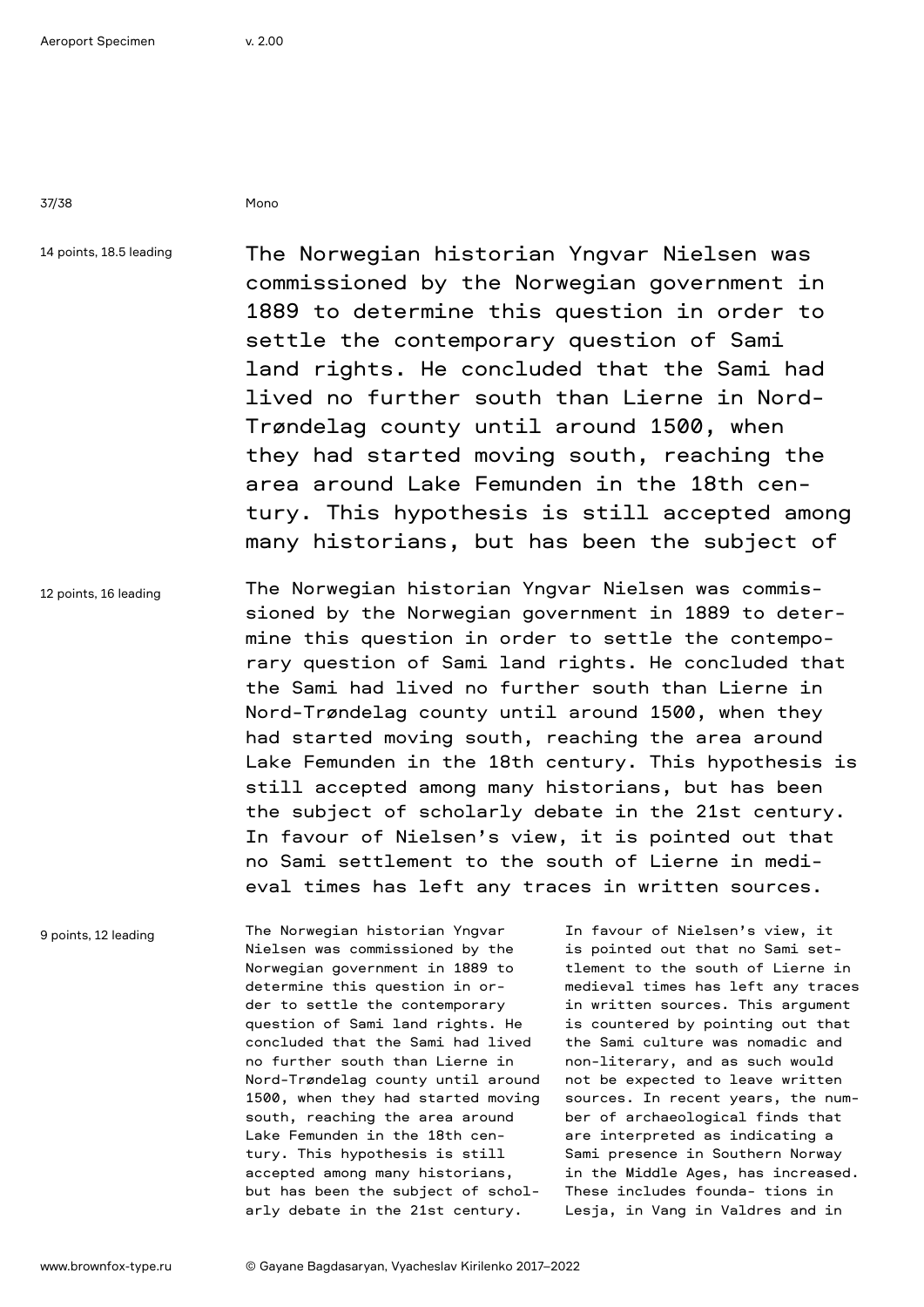Mono

14 points, 18.5 leading

The Norwegian historian Yngvar Nielsen was commissioned by the Norwegian government in 1889 to determine this question in order to settle the contemporary question of Sami land rights. He concluded that the Sami had lived no further south than Lierne in Nord-Trøndelag county until around 1500, when they had started moving south, reaching the area around Lake Femunden in the 18th century. This hypothesis is still accepted among many historians, but has been the subject of

12 points, 16 leading

The Norwegian historian Yngvar Nielsen was commissioned by the Norwegian government in 1889 to determine this question in order to settle the contemporary question of Sami land rights. He concluded that the Sami had lived no further south than Lierne in Nord-Trøndelag county until around 1500, when they had started moving south, reaching the area around Lake Femunden in the 18th century. This hypothesis is still accepted among many historians, but has been the subject of scholarly debate in the 21st century. In favour of Nielsen's view, it is pointed out that no Sami settlement to the south of Lierne in medieval times has left any traces in written sources.

9 points, 12 leading

The Norwegian historian Yngvar Nielsen was commissioned by the Norwegian government in 1889 to determine this question in order to settle the contemporary question of Sami land rights. He concluded that the Sami had lived no further south than Lierne in Nord-Trøndelag county until around 1500, when they had started moving south, reaching the area around Lake Femunden in the 18th century. This hypothesis is still accepted among many historians, but has been the subject of scholarly debate in the 21st century.

In favour of Nielsen's view, it is pointed out that no Sami settlement to the south of Lierne in medieval times has left any traces in written sources. This argument is countered by pointing out that the Sami culture was nomadic and non-literary, and as such would not be expected to leave written sources. In recent years, the number of archaeological finds that are interpreted as indicating a Sami presence in Southern Norway in the Middle Ages, has increased. These includes founda- tions in Lesja, in Vang in Valdres and in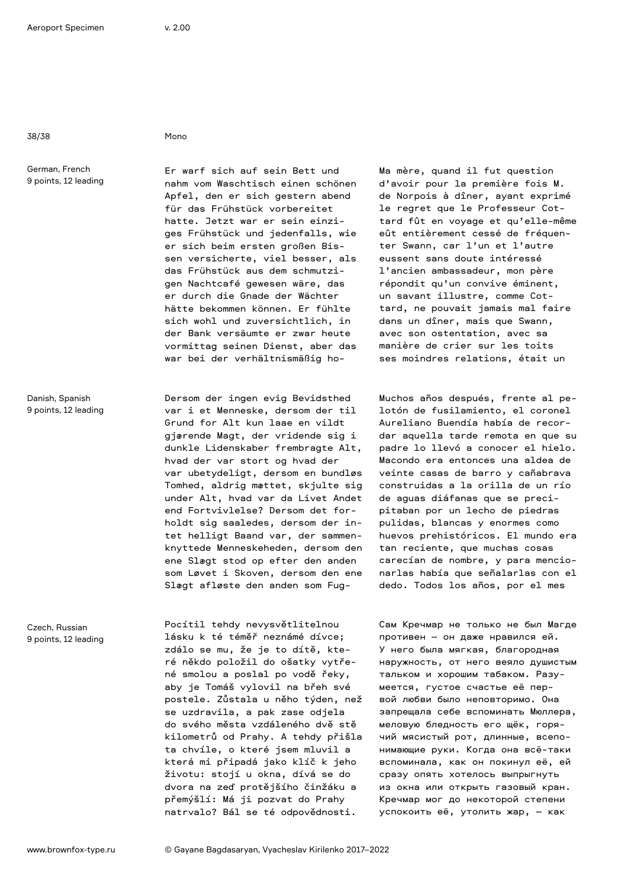Mono

German, French
9 points, 12 leading

Er warf sich auf sein Bett und nahm vom Waschtisch einen schönen Apfel, den er sich gestern abend für das Frühstück vorbereitet hatte. Jetzt war er sein einziges Frühstück und jedenfalls, wie er sich beim ersten großen Bissen versicherte, viel besser, als das Frühstück aus dem schmutzigen Nachtcafé gewesen wäre, das er durch die Gnade der Wächter hätte bekommen können. Er fühlte sich wohl und zuversichtlich, in der Bank versäumte er zwar heute vormittag seinen Dienst, aber das war bei der verhältnismäßig ho-

Ma mère, quand il fut question d'avoir pour la première fois M. de Norpois à dîner, ayant exprimé le regret que le Professeur Cottard fût en voyage et qu'elle-même eût entièrement cessé de fréquenter Swann, car l'un et l'autre eussent sans doute intéressé l'ancien ambassadeur, mon père répondit qu'un convive éminent, un savant illustre, comme Cottard, ne pouvait jamais mal faire dans un dîner, mais que Swann, avec son ostentation, avec sa manière de crier sur les toits ses moindres relations, était un

Danish, Spanish
9 points, 12 leading

Dersom der ingen evig Bevidsthed var i et Menneske, dersom der til Grund for Alt kun laae en vildt gjærende Magt, der vridende sig i dunkle Lidenskaber frembragte Alt, hvad der var stort og hvad der var ubetydeligt, dersom en bundløs Tomhed, aldrig mættet, skjulte sig under Alt, hvad var da Livet Andet end Fortvivlelse? Dersom det forholdt sig saaledes, dersom der intet helligt Baand var, der sammenknyttede Menneskeheden, dersom den ene Slægt stod op efter den anden som Løvet i Skoven, dersom den ene Slægt afløste den anden som Fug-

Muchos años después, frente al pelotón de fusilamiento, el coronel Aureliano Buendía había de recordar aquella tarde remota en que su padre lo llevó a conocer el hielo. Macondo era entonces una aldea de veinte casas de barro y cañabrava construidas a la orilla de un río de aguas diáfanas que se precipitaban por un lecho de piedras pulidas, blancas y enormes como huevos prehistóricos. El mundo era tan reciente, que muchas cosas carecían de nombre, y para mencionarlas había que señalarlas con el dedo. Todos los años, por el mes

Czech, Russian
9 points, 12 leading

Pocítil tehdy nevysvětlitelnou lásku k té téměř neznámé dívce; zdálo se mu, že je to dítě, které někdo položil do ošatky vytřené smolou a poslal po vodě řeky, aby je Tomáš vylovil na břeh své postele. Zůstala u něho týden, než se uzdravila, a pak zase odjela do svého města vzdáleného dvě stě kilometrů od Prahy. A tehdy přišla ta chvíle, o které jsem mluvil a která mi připadá jako klíč k jeho životu: stojí u okna, dívá se do dvora na zeď protějšího činžáku a přemýšlí: Má ji pozvat do Prahy natrvalo? Bál se té odpovědnosti.

Сам Кречмар не только не был Магде противен — он даже нравился ей. У него была мягкая, благородная наружность, от него веяло душистым тальком и хорошим табаком. Разумеется, густое счастье её первой любви было неповторимо. Она запрещала себе вспоминать Мюллера, меловую бледность его щёк, горячий мясистый рот, длинные, всепонимающие руки. Когда она всё-таки вспоминала, как он покинул её, ей сразу опять хотелось выпрыгнуть из окна или открыть газовый кран. Кречмар мог до некоторой степени успокоить её, утолить жар, — как